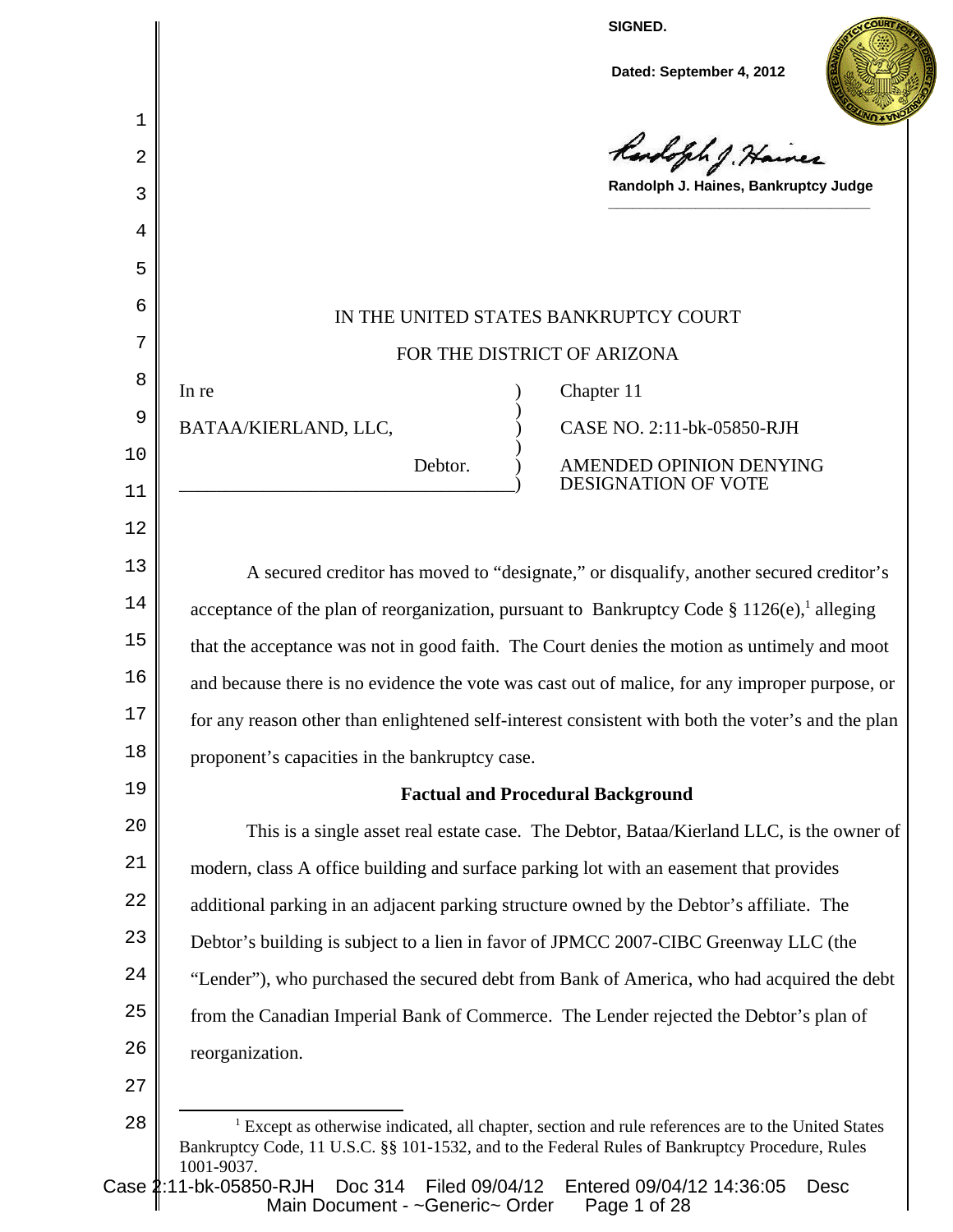SIGNED.

Dated: September 4, 2012

Randolph J. Haines, Bankruptcy Judge

IN THE UNITED STATES BANKRUPTCY COURT

FOR THE DISTRICT OF ARIZONA

| | |
|---|---|
| In re | Chapter 11 |
| BATAA/KIERLAND, LLC, | CASE NO. 2:11-bk-05850-RJH |
| Debtor. | AMENDED OPINION DENYING DESIGNATION OF VOTE |

A secured creditor has moved to "designate," or disqualify, another secured creditor's acceptance of the plan of reorganization, pursuant to Bankruptcy Code § 1126(e),[1] alleging that the acceptance was not in good faith. The Court denies the motion as untimely and moot and because there is no evidence the vote was cast out of malice, for any improper purpose, or for any reason other than enlightened self-interest consistent with both the voter's and the plan proponent's capacities in the bankruptcy case.

## Factual and Procedural Background

This is a single asset real estate case. The Debtor, Bataa/Kierland LLC, is the owner of modern, class A office building and surface parking lot with an easement that provides additional parking in an adjacent parking structure owned by the Debtor's affiliate. The Debtor's building is subject to a lien in favor of JPMCC 2007-CIBC Greenway LLC (the "Lender"), who purchased the secured debt from Bank of America, who had acquired the debt from the Canadian Imperial Bank of Commerce. The Lender rejected the Debtor's plan of reorganization.

[1] Except as otherwise indicated, all chapter, section and rule references are to the United States Bankruptcy Code, 11 U.S.C. §§ 101-1532, and to the Federal Rules of Bankruptcy Procedure, Rules 1001-9037.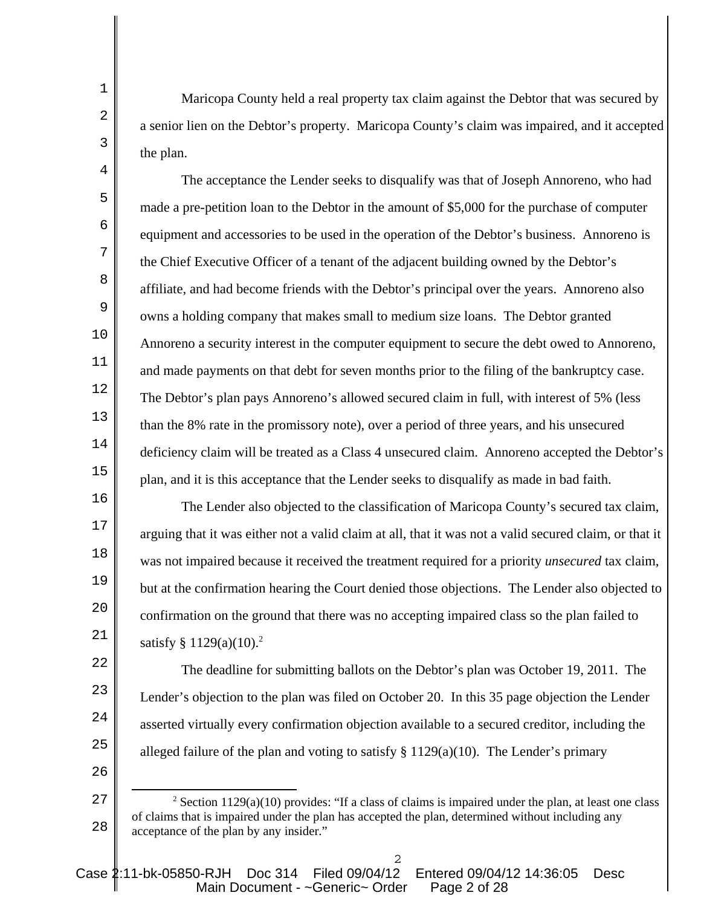Maricopa County held a real property tax claim against the Debtor that was secured by a senior lien on the Debtor's property. Maricopa County's claim was impaired, and it accepted the plan.

The acceptance the Lender seeks to disqualify was that of Joseph Annoreno, who had made a pre-petition loan to the Debtor in the amount of $5,000 for the purchase of computer equipment and accessories to be used in the operation of the Debtor's business. Annoreno is the Chief Executive Officer of a tenant of the adjacent building owned by the Debtor's affiliate, and had become friends with the Debtor's principal over the years. Annoreno also owns a holding company that makes small to medium size loans. The Debtor granted Annoreno a security interest in the computer equipment to secure the debt owed to Annoreno, and made payments on that debt for seven months prior to the filing of the bankruptcy case. The Debtor's plan pays Annoreno's allowed secured claim in full, with interest of 5% (less than the 8% rate in the promissory note), over a period of three years, and his unsecured deficiency claim will be treated as a Class 4 unsecured claim. Annoreno accepted the Debtor's plan, and it is this acceptance that the Lender seeks to disqualify as made in bad faith.

The Lender also objected to the classification of Maricopa County's secured tax claim, arguing that it was either not a valid claim at all, that it was not a valid secured claim, or that it was not impaired because it received the treatment required for a priority *unsecured* tax claim, but at the confirmation hearing the Court denied those objections. The Lender also objected to confirmation on the ground that there was no accepting impaired class so the plan failed to satisfy § 1129(a)(10).[2]

The deadline for submitting ballots on the Debtor's plan was October 19, 2011. The Lender's objection to the plan was filed on October 20. In this 35 page objection the Lender asserted virtually every confirmation objection available to a secured creditor, including the alleged failure of the plan and voting to satisfy § 1129(a)(10). The Lender's primary

---

[2] Section 1129(a)(10) provides: "If a class of claims is impaired under the plan, at least one class of claims that is impaired under the plan has accepted the plan, determined without including any acceptance of the plan by any insider."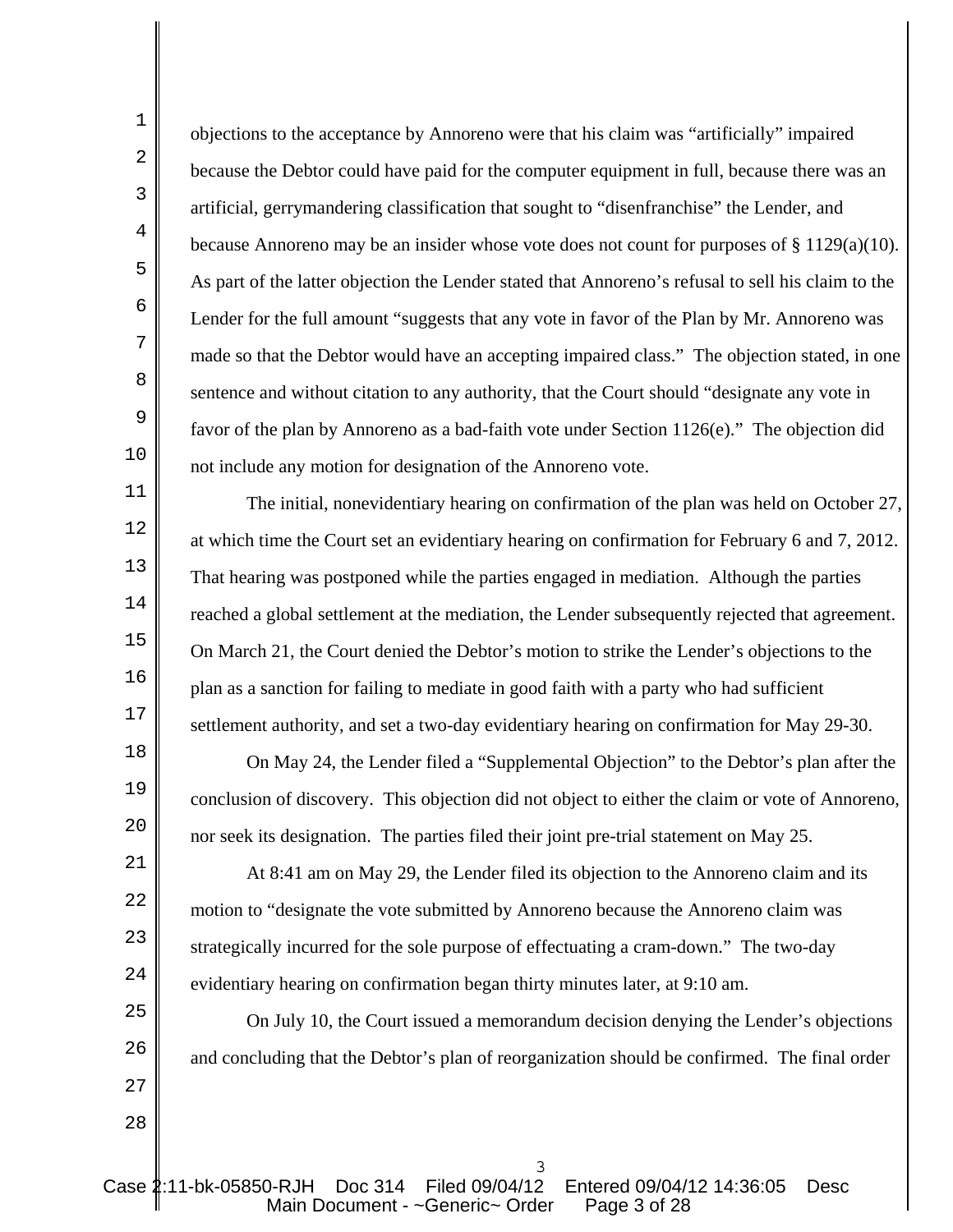objections to the acceptance by Annoreno were that his claim was "artificially" impaired because the Debtor could have paid for the computer equipment in full, because there was an artificial, gerrymandering classification that sought to "disenfranchise" the Lender, and because Annoreno may be an insider whose vote does not count for purposes of § 1129(a)(10). As part of the latter objection the Lender stated that Annoreno's refusal to sell his claim to the Lender for the full amount "suggests that any vote in favor of the Plan by Mr. Annoreno was made so that the Debtor would have an accepting impaired class." The objection stated, in one sentence and without citation to any authority, that the Court should "designate any vote in favor of the plan by Annoreno as a bad-faith vote under Section 1126(e)." The objection did not include any motion for designation of the Annoreno vote.

The initial, nonevidentiary hearing on confirmation of the plan was held on October 27, at which time the Court set an evidentiary hearing on confirmation for February 6 and 7, 2012. That hearing was postponed while the parties engaged in mediation. Although the parties reached a global settlement at the mediation, the Lender subsequently rejected that agreement. On March 21, the Court denied the Debtor's motion to strike the Lender's objections to the plan as a sanction for failing to mediate in good faith with a party who had sufficient settlement authority, and set a two-day evidentiary hearing on confirmation for May 29-30.

On May 24, the Lender filed a "Supplemental Objection" to the Debtor's plan after the conclusion of discovery. This objection did not object to either the claim or vote of Annoreno, nor seek its designation. The parties filed their joint pre-trial statement on May 25.

At 8:41 am on May 29, the Lender filed its objection to the Annoreno claim and its motion to "designate the vote submitted by Annoreno because the Annoreno claim was strategically incurred for the sole purpose of effectuating a cram-down." The two-day evidentiary hearing on confirmation began thirty minutes later, at 9:10 am.

On July 10, the Court issued a memorandum decision denying the Lender's objections and concluding that the Debtor's plan of reorganization should be confirmed. The final order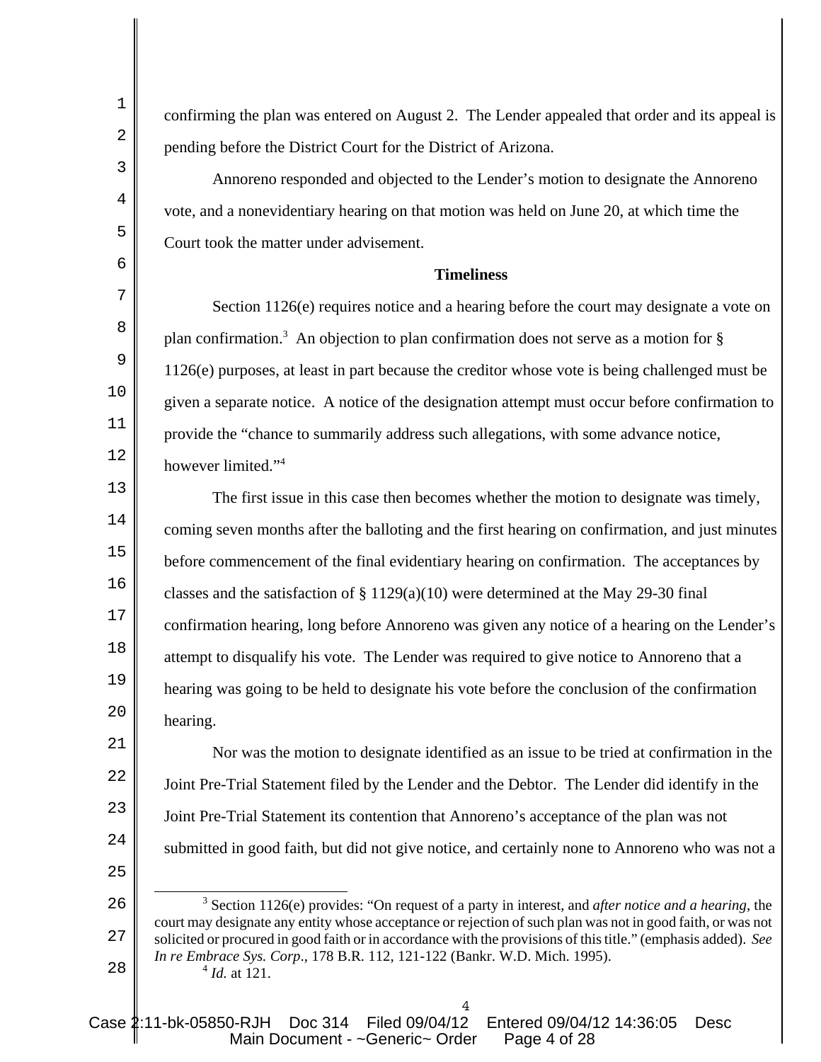confirming the plan was entered on August 2. The Lender appealed that order and its appeal is pending before the District Court for the District of Arizona.

Annoreno responded and objected to the Lender's motion to designate the Annoreno vote, and a nonevidentiary hearing on that motion was held on June 20, at which time the Court took the matter under advisement.

**Timeliness**

Section 1126(e) requires notice and a hearing before the court may designate a vote on plan confirmation.[3] An objection to plan confirmation does not serve as a motion for § 1126(e) purposes, at least in part because the creditor whose vote is being challenged must be given a separate notice. A notice of the designation attempt must occur before confirmation to provide the "chance to summarily address such allegations, with some advance notice, however limited."[4]

The first issue in this case then becomes whether the motion to designate was timely, coming seven months after the balloting and the first hearing on confirmation, and just minutes before commencement of the final evidentiary hearing on confirmation. The acceptances by classes and the satisfaction of § 1129(a)(10) were determined at the May 29-30 final confirmation hearing, long before Annoreno was given any notice of a hearing on the Lender's attempt to disqualify his vote. The Lender was required to give notice to Annoreno that a hearing was going to be held to designate his vote before the conclusion of the confirmation hearing.

Nor was the motion to designate identified as an issue to be tried at confirmation in the Joint Pre-Trial Statement filed by the Lender and the Debtor. The Lender did identify in the Joint Pre-Trial Statement its contention that Annoreno's acceptance of the plan was not submitted in good faith, but did not give notice, and certainly none to Annoreno who was not a

---

[3] Section 1126(e) provides: "On request of a party in interest, and *after notice and a hearing*, the court may designate any entity whose acceptance or rejection of such plan was not in good faith, or was not solicited or procured in good faith or in accordance with the provisions of this title." (emphasis added). *See In re Embrace Sys. Corp*., 178 B.R. 112, 121-122 (Bankr. W.D. Mich. 1995).

[4] *Id.* at 121.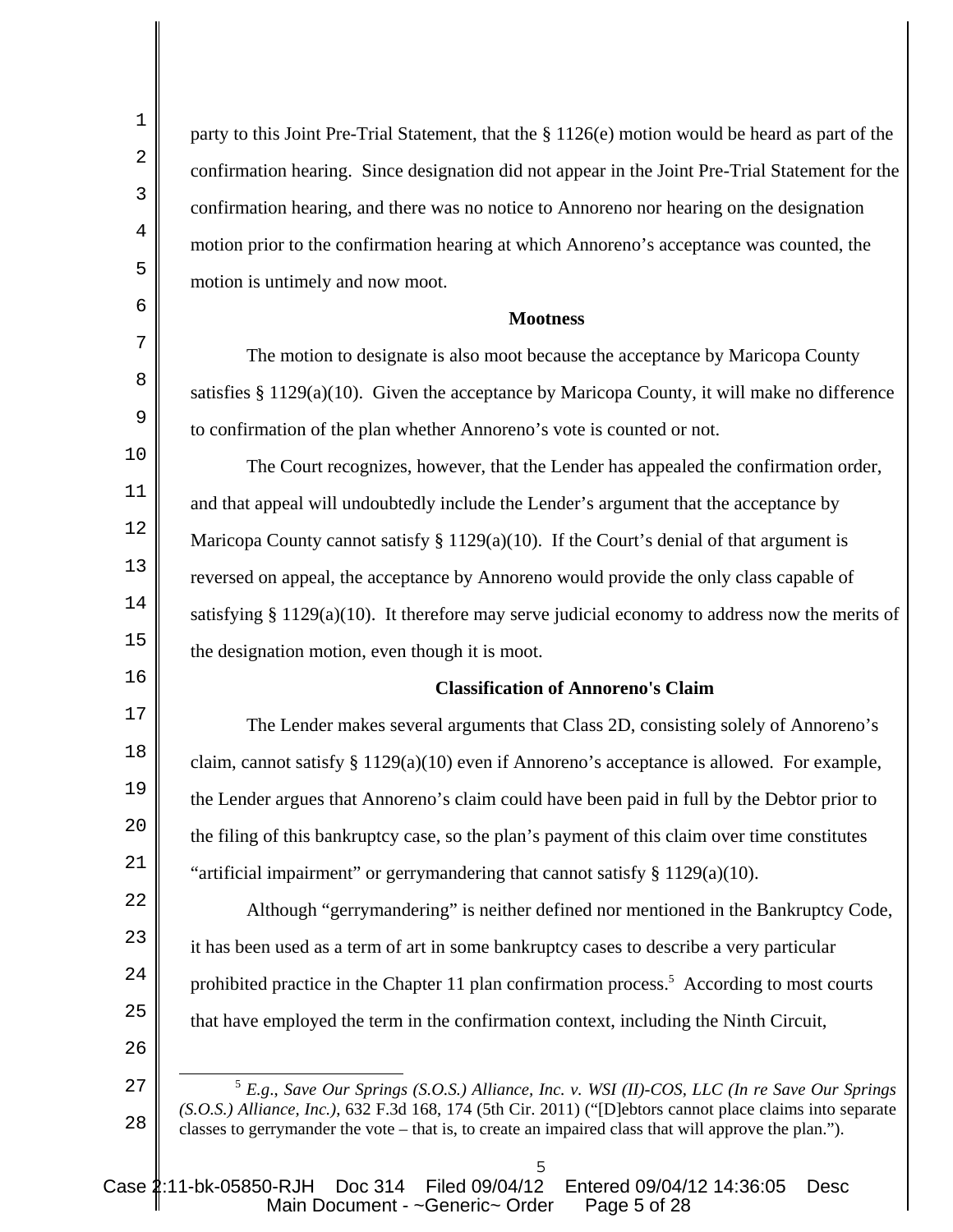party to this Joint Pre-Trial Statement, that the § 1126(e) motion would be heard as part of the confirmation hearing. Since designation did not appear in the Joint Pre-Trial Statement for the confirmation hearing, and there was no notice to Annoreno nor hearing on the designation motion prior to the confirmation hearing at which Annoreno's acceptance was counted, the motion is untimely and now moot.

**Mootness**

The motion to designate is also moot because the acceptance by Maricopa County satisfies § 1129(a)(10). Given the acceptance by Maricopa County, it will make no difference to confirmation of the plan whether Annoreno's vote is counted or not.

The Court recognizes, however, that the Lender has appealed the confirmation order, and that appeal will undoubtedly include the Lender's argument that the acceptance by Maricopa County cannot satisfy § 1129(a)(10). If the Court's denial of that argument is reversed on appeal, the acceptance by Annoreno would provide the only class capable of satisfying § 1129(a)(10). It therefore may serve judicial economy to address now the merits of the designation motion, even though it is moot.

**Classification of Annoreno's Claim**

The Lender makes several arguments that Class 2D, consisting solely of Annoreno's claim, cannot satisfy § 1129(a)(10) even if Annoreno's acceptance is allowed. For example, the Lender argues that Annoreno's claim could have been paid in full by the Debtor prior to the filing of this bankruptcy case, so the plan's payment of this claim over time constitutes "artificial impairment" or gerrymandering that cannot satisfy § 1129(a)(10).

Although "gerrymandering" is neither defined nor mentioned in the Bankruptcy Code, it has been used as a term of art in some bankruptcy cases to describe a very particular prohibited practice in the Chapter 11 plan confirmation process.[5] According to most courts that have employed the term in the confirmation context, including the Ninth Circuit,

[5] *E.g.*, *Save Our Springs (S.O.S.) Alliance, Inc. v. WSI (II)-COS, LLC (In re Save Our Springs (S.O.S.) Alliance, Inc.)*, 632 F.3d 168, 174 (5th Cir. 2011) ("[D]ebtors cannot place claims into separate classes to gerrymander the vote – that is, to create an impaired class that will approve the plan.").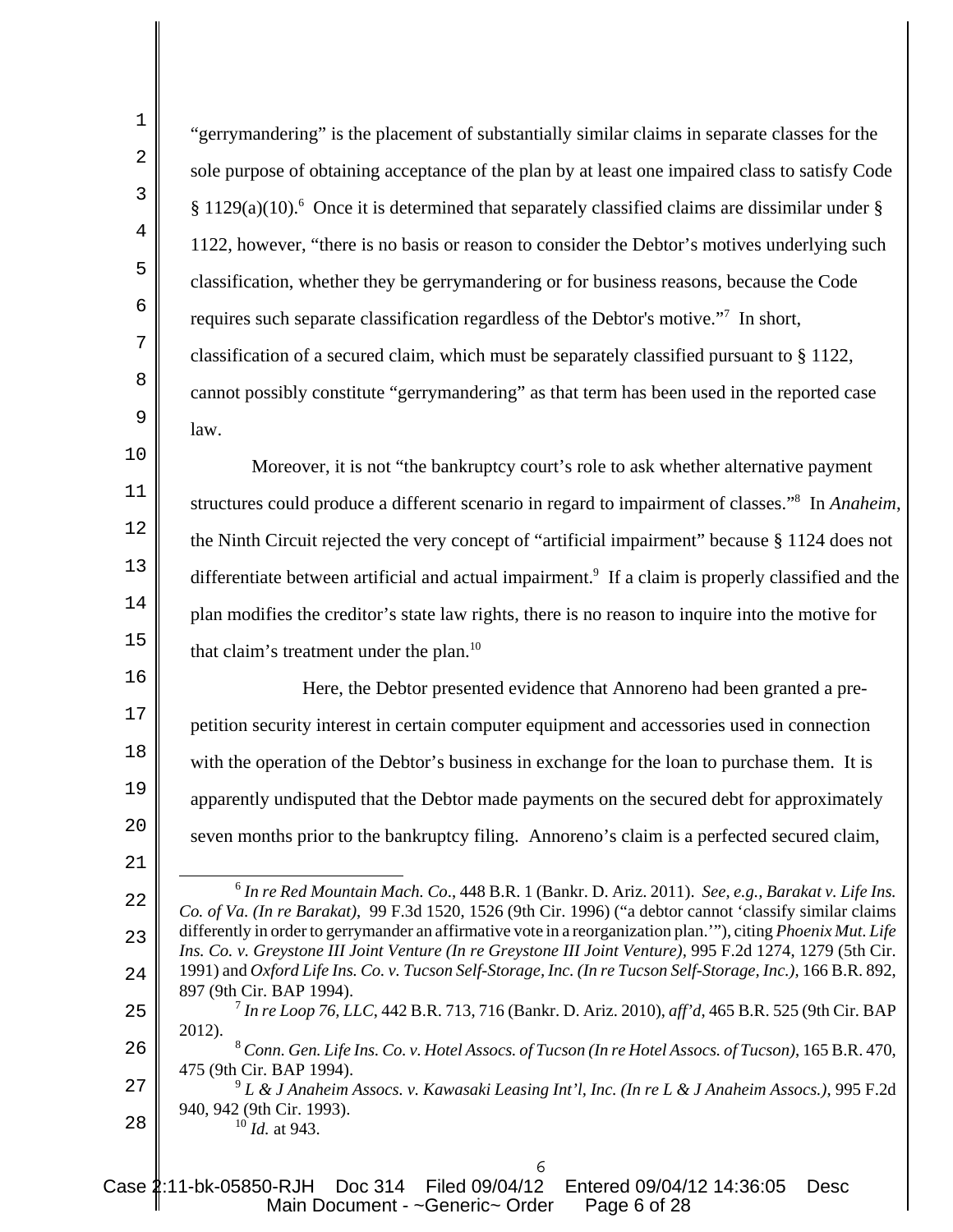"gerrymandering" is the placement of substantially similar claims in separate classes for the sole purpose of obtaining acceptance of the plan by at least one impaired class to satisfy Code § 1129(a)(10).[6] Once it is determined that separately classified claims are dissimilar under § 1122, however, "there is no basis or reason to consider the Debtor's motives underlying such classification, whether they be gerrymandering or for business reasons, because the Code requires such separate classification regardless of the Debtor's motive."[7] In short, classification of a secured claim, which must be separately classified pursuant to § 1122, cannot possibly constitute "gerrymandering" as that term has been used in the reported case law.

Moreover, it is not "the bankruptcy court's role to ask whether alternative payment structures could produce a different scenario in regard to impairment of classes."[8] In *Anaheim*, the Ninth Circuit rejected the very concept of "artificial impairment" because § 1124 does not differentiate between artificial and actual impairment.[9] If a claim is properly classified and the plan modifies the creditor's state law rights, there is no reason to inquire into the motive for that claim's treatment under the plan.[10]

Here, the Debtor presented evidence that Annoreno had been granted a pre-petition security interest in certain computer equipment and accessories used in connection with the operation of the Debtor's business in exchange for the loan to purchase them. It is apparently undisputed that the Debtor made payments on the secured debt for approximately seven months prior to the bankruptcy filing. Annoreno's claim is a perfected secured claim,

---

[6] *In re Red Mountain Mach. Co*., 448 B.R. 1 (Bankr. D. Ariz. 2011). *See, e.g., Barakat v. Life Ins. Co. of Va. (In re Barakat)*, 99 F.3d 1520, 1526 (9th Cir. 1996) ("a debtor cannot 'classify similar claims differently in order to gerrymander an affirmative vote in a reorganization plan.'"), citing *Phoenix Mut. Life Ins. Co. v. Greystone III Joint Venture (In re Greystone III Joint Venture)*, 995 F.2d 1274, 1279 (5th Cir. 1991) and *Oxford Life Ins. Co. v. Tucson Self-Storage, Inc. (In re Tucson Self-Storage, Inc.)*, 166 B.R. 892, 897 (9th Cir. BAP 1994).

[7] *In re Loop 76, LLC*, 442 B.R. 713, 716 (Bankr. D. Ariz. 2010), *aff'd*, 465 B.R. 525 (9th Cir. BAP 2012).

[8] *Conn. Gen. Life Ins. Co. v. Hotel Assocs. of Tucson (In re Hotel Assocs. of Tucson)*, 165 B.R. 470, 475 (9th Cir. BAP 1994).

[9] *L & J Anaheim Assocs. v. Kawasaki Leasing Int'l, Inc. (In re L & J Anaheim Assocs.)*, 995 F.2d 940, 942 (9th Cir. 1993).

[10] *Id.* at 943.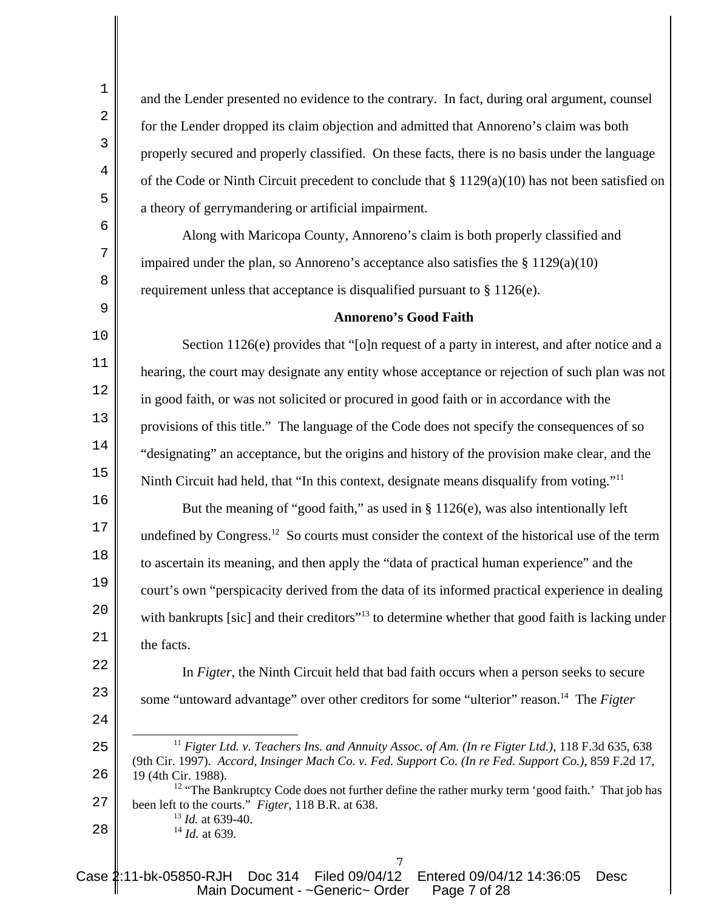and the Lender presented no evidence to the contrary. In fact, during oral argument, counsel for the Lender dropped its claim objection and admitted that Annoreno's claim was both properly secured and properly classified. On these facts, there is no basis under the language of the Code or Ninth Circuit precedent to conclude that § 1129(a)(10) has not been satisfied on a theory of gerrymandering or artificial impairment.

Along with Maricopa County, Annoreno's claim is both properly classified and impaired under the plan, so Annoreno's acceptance also satisfies the § 1129(a)(10) requirement unless that acceptance is disqualified pursuant to § 1126(e).

**Annoreno's Good Faith**

Section 1126(e) provides that "[o]n request of a party in interest, and after notice and a hearing, the court may designate any entity whose acceptance or rejection of such plan was not in good faith, or was not solicited or procured in good faith or in accordance with the provisions of this title." The language of the Code does not specify the consequences of so "designating" an acceptance, but the origins and history of the provision make clear, and the Ninth Circuit had held, that "In this context, designate means disqualify from voting."[11]

But the meaning of "good faith," as used in § 1126(e), was also intentionally left undefined by Congress.[12] So courts must consider the context of the historical use of the term to ascertain its meaning, and then apply the "data of practical human experience" and the court's own "perspicacity derived from the data of its informed practical experience in dealing with bankrupts [sic] and their creditors"[13] to determine whether that good faith is lacking under the facts.

In *Figter*, the Ninth Circuit held that bad faith occurs when a person seeks to secure some "untoward advantage" over other creditors for some "ulterior" reason.[14] The *Figter*

---

[11] *Figter Ltd. v. Teachers Ins. and Annuity Assoc. of Am. (In re Figter Ltd.)*, 118 F.3d 635, 638 (9th Cir. 1997). *Accord*, *Insinger Mach Co. v. Fed. Support Co. (In re Fed. Support Co.)*, 859 F.2d 17, 19 (4th Cir. 1988).

[12] "The Bankruptcy Code does not further define the rather murky term 'good faith.' That job has been left to the courts." *Figter*, 118 B.R. at 638.

[13] *Id.* at 639-40.

[14] *Id.* at 639.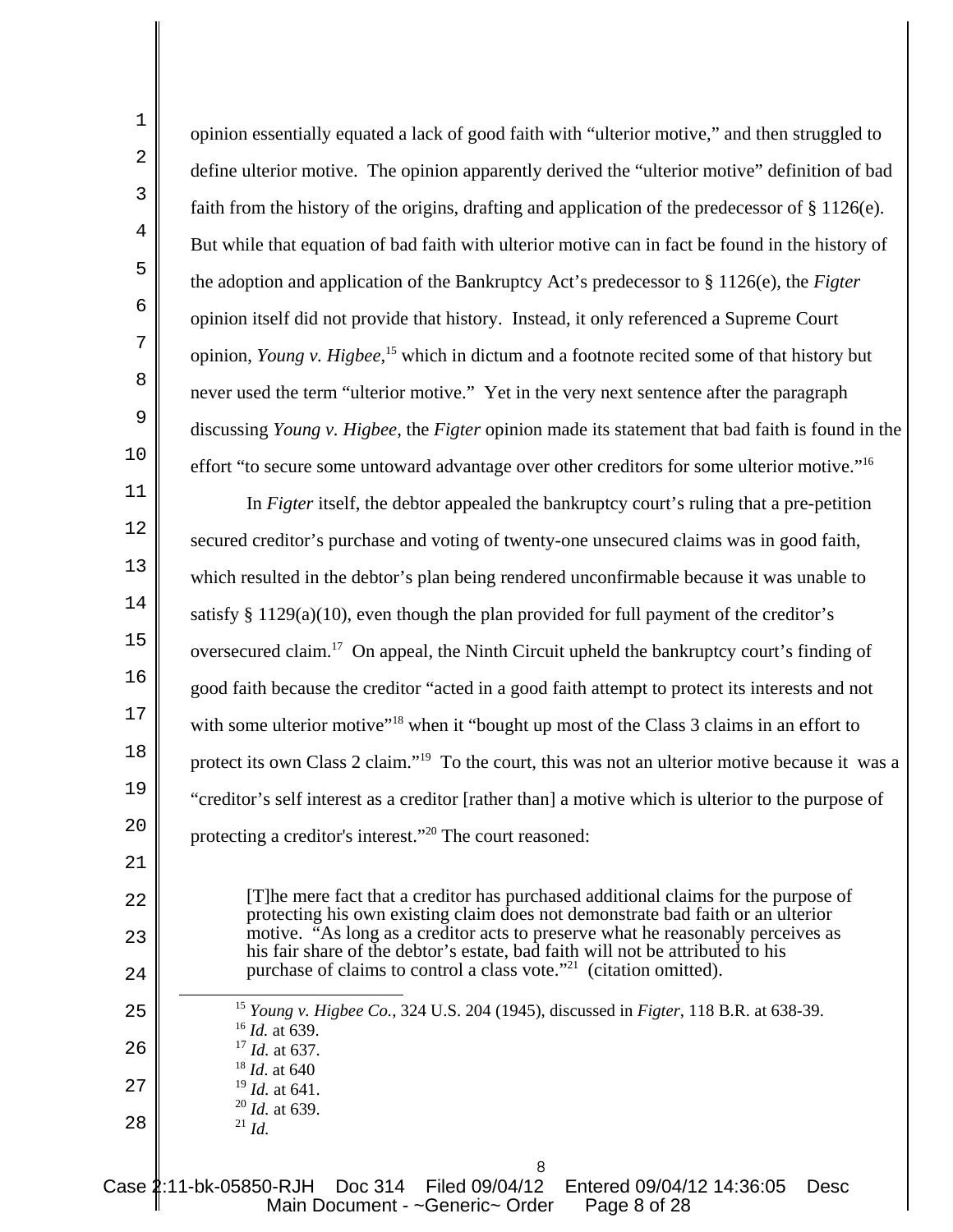opinion essentially equated a lack of good faith with "ulterior motive," and then struggled to define ulterior motive. The opinion apparently derived the "ulterior motive" definition of bad faith from the history of the origins, drafting and application of the predecessor of § 1126(e). But while that equation of bad faith with ulterior motive can in fact be found in the history of the adoption and application of the Bankruptcy Act's predecessor to § 1126(e), the *Figter* opinion itself did not provide that history. Instead, it only referenced a Supreme Court opinion, *Young v. Higbee*,[15] which in dictum and a footnote recited some of that history but never used the term "ulterior motive." Yet in the very next sentence after the paragraph discussing *Young v. Higbee*, the *Figter* opinion made its statement that bad faith is found in the effort "to secure some untoward advantage over other creditors for some ulterior motive."[16]

In *Figter* itself, the debtor appealed the bankruptcy court's ruling that a pre-petition secured creditor's purchase and voting of twenty-one unsecured claims was in good faith, which resulted in the debtor's plan being rendered unconfirmable because it was unable to satisfy § 1129(a)(10), even though the plan provided for full payment of the creditor's oversecured claim.[17] On appeal, the Ninth Circuit upheld the bankruptcy court's finding of good faith because the creditor "acted in a good faith attempt to protect its interests and not with some ulterior motive"[18] when it "bought up most of the Class 3 claims in an effort to protect its own Class 2 claim."[19] To the court, this was not an ulterior motive because it was a "creditor's self interest as a creditor [rather than] a motive which is ulterior to the purpose of protecting a creditor's interest."[20] The court reasoned:

> [T]he mere fact that a creditor has purchased additional claims for the purpose of protecting his own existing claim does not demonstrate bad faith or an ulterior motive. "As long as a creditor acts to preserve what he reasonably perceives as his fair share of the debtor's estate, bad faith will not be attributed to his purchase of claims to control a class vote."[21] (citation omitted).

---

[15] *Young v. Higbee Co.,* 324 U.S. 204 (1945), discussed in *Figter*, 118 B.R. at 638-39.
[16] *Id.* at 639.
[17] *Id.* at 637.
[18] *Id*. at 640
[19] *Id.* at 641.
[20] *Id.* at 639.
[21] *Id.*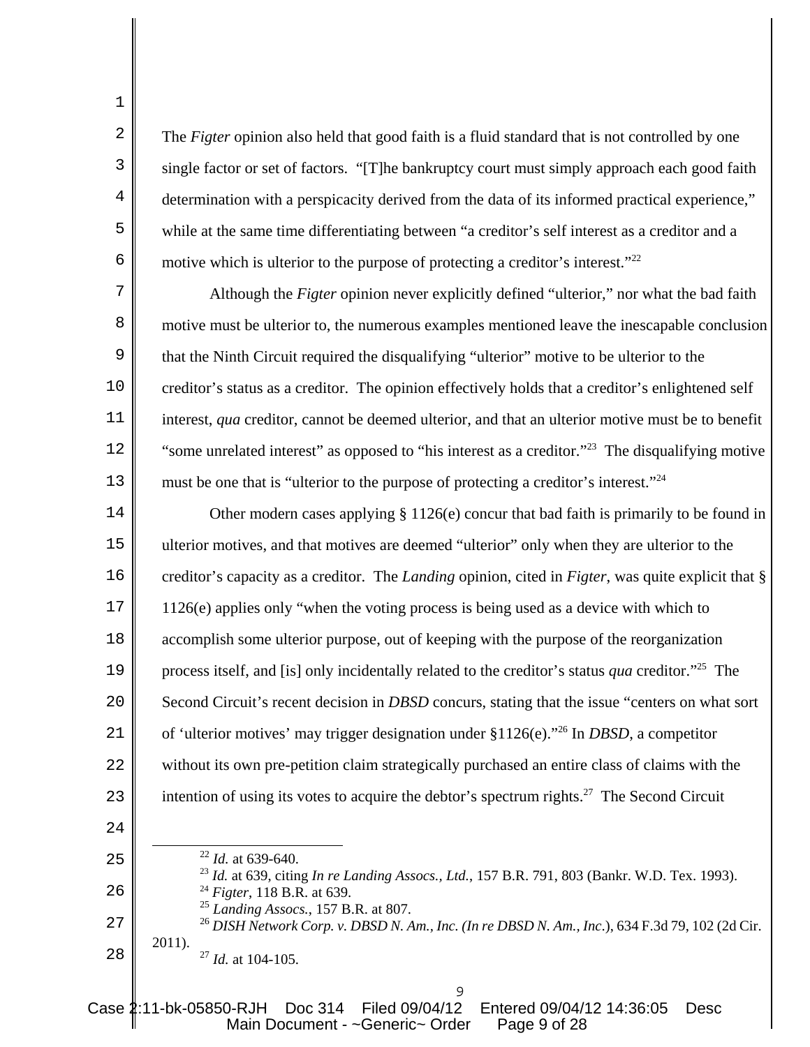The *Figter* opinion also held that good faith is a fluid standard that is not controlled by one single factor or set of factors. "[T]he bankruptcy court must simply approach each good faith determination with a perspicacity derived from the data of its informed practical experience," while at the same time differentiating between "a creditor's self interest as a creditor and a motive which is ulterior to the purpose of protecting a creditor's interest."[22]

Although the *Figter* opinion never explicitly defined "ulterior," nor what the bad faith motive must be ulterior to, the numerous examples mentioned leave the inescapable conclusion that the Ninth Circuit required the disqualifying "ulterior" motive to be ulterior to the creditor's status as a creditor. The opinion effectively holds that a creditor's enlightened self interest, *qua* creditor, cannot be deemed ulterior, and that an ulterior motive must be to benefit "some unrelated interest" as opposed to "his interest as a creditor."[23] The disqualifying motive must be one that is "ulterior to the purpose of protecting a creditor's interest."[24]

Other modern cases applying § 1126(e) concur that bad faith is primarily to be found in ulterior motives, and that motives are deemed "ulterior" only when they are ulterior to the creditor's capacity as a creditor. The *Landing* opinion, cited in *Figter*, was quite explicit that § 1126(e) applies only "when the voting process is being used as a device with which to accomplish some ulterior purpose, out of keeping with the purpose of the reorganization process itself, and [is] only incidentally related to the creditor's status *qua* creditor."[25] The Second Circuit's recent decision in *DBSD* concurs, stating that the issue "centers on what sort of 'ulterior motives' may trigger designation under §1126(e)."[26] In *DBSD*, a competitor without its own pre-petition claim strategically purchased an entire class of claims with the intention of using its votes to acquire the debtor's spectrum rights.[27] The Second Circuit

---

[22] *Id.* at 639-640.

[23] *Id.* at 639, citing *In re Landing Assocs., Ltd.*, 157 B.R. 791, 803 (Bankr. W.D. Tex. 1993).

[24] *Figter*, 118 B.R. at 639.

[25] *Landing Assocs.*, 157 B.R. at 807.

[26] *DISH Network Corp. v. DBSD N. Am., Inc. (In re DBSD N. Am., Inc.)*, 634 F.3d 79, 102 (2d Cir. 2011).

[27] *Id.* at 104-105.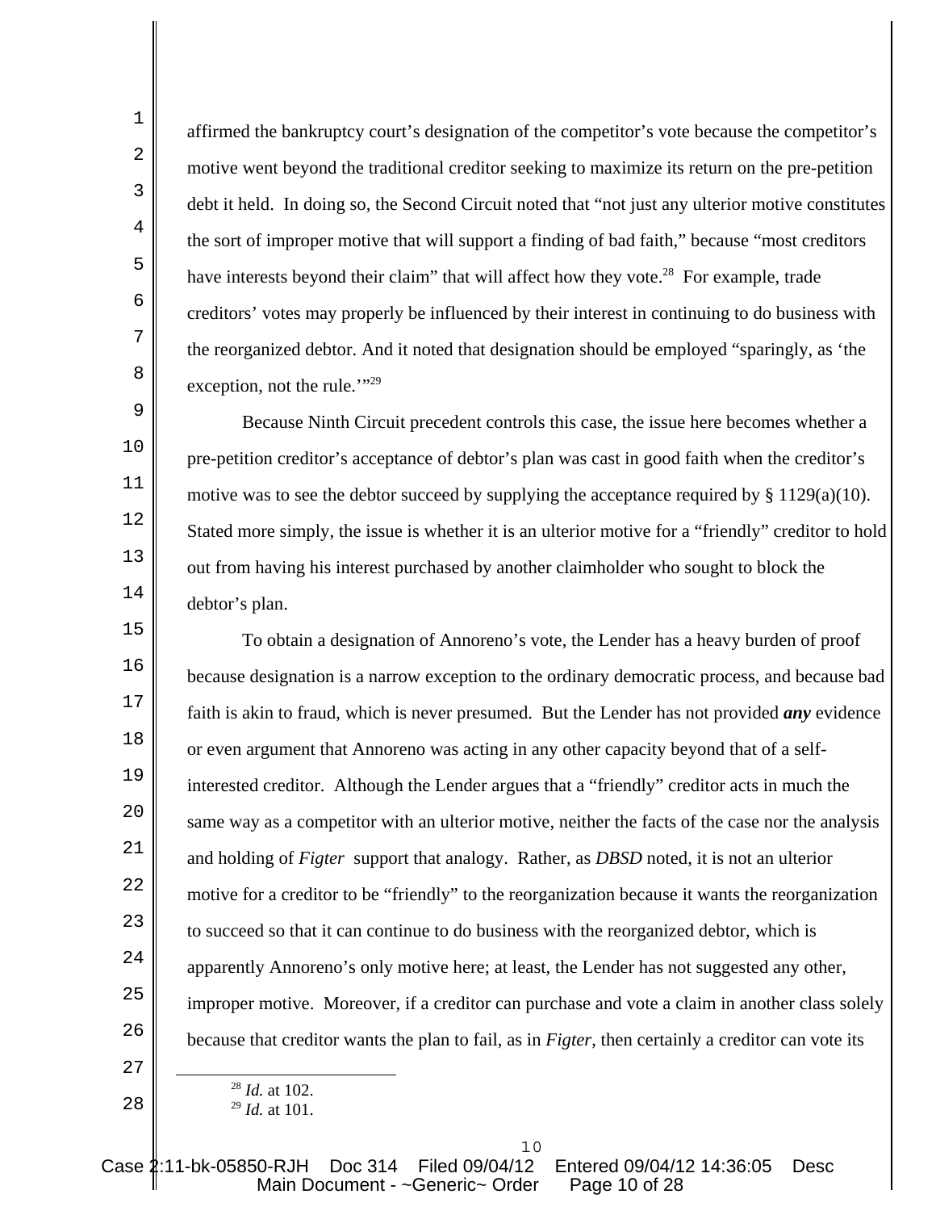affirmed the bankruptcy court's designation of the competitor's vote because the competitor's motive went beyond the traditional creditor seeking to maximize its return on the pre-petition debt it held. In doing so, the Second Circuit noted that "not just any ulterior motive constitutes the sort of improper motive that will support a finding of bad faith," because "most creditors have interests beyond their claim" that will affect how they vote.[28] For example, trade creditors' votes may properly be influenced by their interest in continuing to do business with the reorganized debtor. And it noted that designation should be employed "sparingly, as 'the exception, not the rule.'"[29]

Because Ninth Circuit precedent controls this case, the issue here becomes whether a pre-petition creditor's acceptance of debtor's plan was cast in good faith when the creditor's motive was to see the debtor succeed by supplying the acceptance required by § 1129(a)(10). Stated more simply, the issue is whether it is an ulterior motive for a "friendly" creditor to hold out from having his interest purchased by another claimholder who sought to block the debtor's plan.

To obtain a designation of Annoreno's vote, the Lender has a heavy burden of proof because designation is a narrow exception to the ordinary democratic process, and because bad faith is akin to fraud, which is never presumed. But the Lender has not provided ***any*** evidence or even argument that Annoreno was acting in any other capacity beyond that of a self-interested creditor. Although the Lender argues that a "friendly" creditor acts in much the same way as a competitor with an ulterior motive, neither the facts of the case nor the analysis and holding of *Figter* support that analogy. Rather, as *DBSD* noted, it is not an ulterior motive for a creditor to be "friendly" to the reorganization because it wants the reorganization to succeed so that it can continue to do business with the reorganized debtor, which is apparently Annoreno's only motive here; at least, the Lender has not suggested any other, improper motive. Moreover, if a creditor can purchase and vote a claim in another class solely because that creditor wants the plan to fail, as in *Figter*, then certainly a creditor can vote its

---

[28] *Id.* at 102.

[29] *Id.* at 101.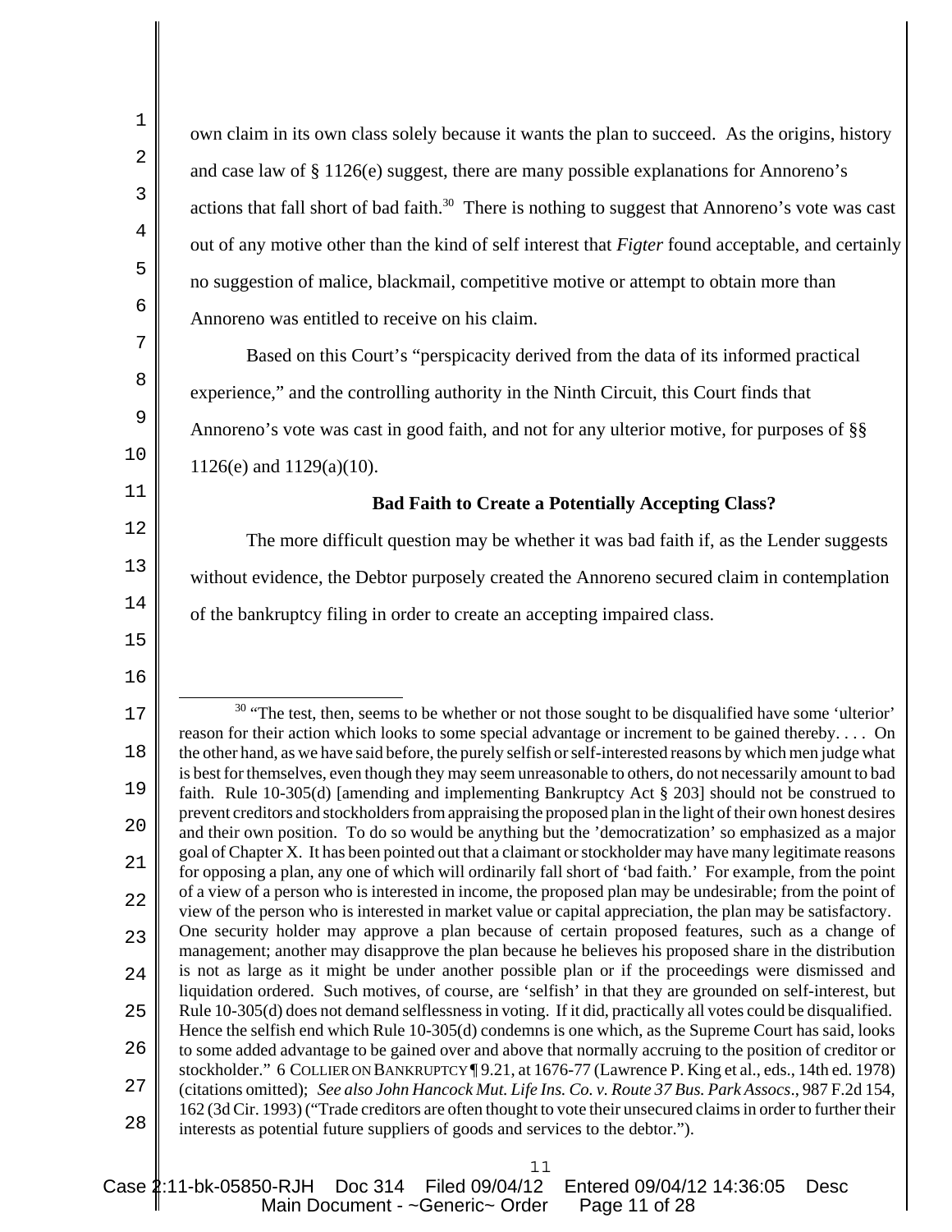own claim in its own class solely because it wants the plan to succeed. As the origins, history and case law of § 1126(e) suggest, there are many possible explanations for Annoreno's actions that fall short of bad faith.[30] There is nothing to suggest that Annoreno's vote was cast out of any motive other than the kind of self interest that *Figter* found acceptable, and certainly no suggestion of malice, blackmail, competitive motive or attempt to obtain more than Annoreno was entitled to receive on his claim.

Based on this Court's "perspicacity derived from the data of its informed practical experience," and the controlling authority in the Ninth Circuit, this Court finds that Annoreno's vote was cast in good faith, and not for any ulterior motive, for purposes of §§ 1126(e) and 1129(a)(10).

**Bad Faith to Create a Potentially Accepting Class?**

The more difficult question may be whether it was bad faith if, as the Lender suggests without evidence, the Debtor purposely created the Annoreno secured claim in contemplation of the bankruptcy filing in order to create an accepting impaired class.

---

[30] "The test, then, seems to be whether or not those sought to be disqualified have some 'ulterior' reason for their action which looks to some special advantage or increment to be gained thereby. . . . On the other hand, as we have said before, the purely selfish or self-interested reasons by which men judge what is best for themselves, even though they may seem unreasonable to others, do not necessarily amount to bad faith. Rule 10-305(d) [amending and implementing Bankruptcy Act § 203] should not be construed to prevent creditors and stockholders from appraising the proposed plan in the light of their own honest desires and their own position. To do so would be anything but the 'democratization' so emphasized as a major goal of Chapter X. It has been pointed out that a claimant or stockholder may have many legitimate reasons for opposing a plan, any one of which will ordinarily fall short of 'bad faith.' For example, from the point of a view of a person who is interested in income, the proposed plan may be undesirable; from the point of view of the person who is interested in market value or capital appreciation, the plan may be satisfactory. One security holder may approve a plan because of certain proposed features, such as a change of management; another may disapprove the plan because he believes his proposed share in the distribution is not as large as it might be under another possible plan or if the proceedings were dismissed and liquidation ordered. Such motives, of course, are 'selfish' in that they are grounded on self-interest, but Rule 10-305(d) does not demand selflessness in voting. If it did, practically all votes could be disqualified. Hence the selfish end which Rule 10-305(d) condemns is one which, as the Supreme Court has said, looks to some added advantage to be gained over and above that normally accruing to the position of creditor or stockholder." 6 COLLIER ON BANKRUPTCY ¶ 9.21, at 1676-77 (Lawrence P. King et al., eds., 14th ed. 1978) (citations omitted); *See also John Hancock Mut. Life Ins. Co. v. Route 37 Bus. Park Assocs*., 987 F.2d 154, 162 (3d Cir. 1993) ("Trade creditors are often thought to vote their unsecured claims in order to further their interests as potential future suppliers of goods and services to the debtor.").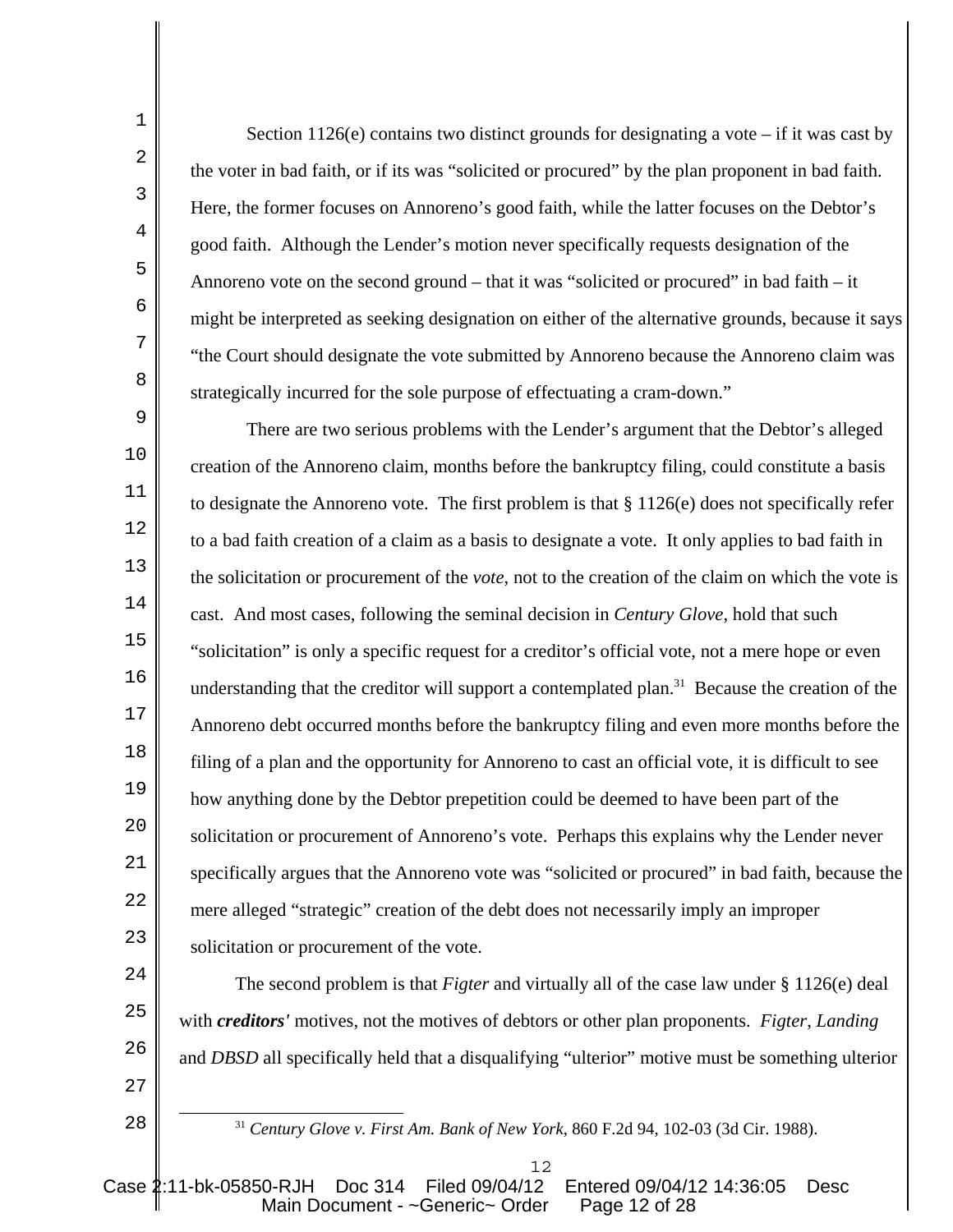Section 1126(e) contains two distinct grounds for designating a vote – if it was cast by the voter in bad faith, or if its was "solicited or procured" by the plan proponent in bad faith. Here, the former focuses on Annoreno's good faith, while the latter focuses on the Debtor's good faith. Although the Lender's motion never specifically requests designation of the Annoreno vote on the second ground – that it was "solicited or procured" in bad faith – it might be interpreted as seeking designation on either of the alternative grounds, because it says "the Court should designate the vote submitted by Annoreno because the Annoreno claim was strategically incurred for the sole purpose of effectuating a cram-down."

There are two serious problems with the Lender's argument that the Debtor's alleged creation of the Annoreno claim, months before the bankruptcy filing, could constitute a basis to designate the Annoreno vote. The first problem is that § 1126(e) does not specifically refer to a bad faith creation of a claim as a basis to designate a vote. It only applies to bad faith in the solicitation or procurement of the *vote*, not to the creation of the claim on which the vote is cast. And most cases, following the seminal decision in *Century Glove*, hold that such "solicitation" is only a specific request for a creditor's official vote, not a mere hope or even understanding that the creditor will support a contemplated plan.[31] Because the creation of the Annoreno debt occurred months before the bankruptcy filing and even more months before the filing of a plan and the opportunity for Annoreno to cast an official vote, it is difficult to see how anything done by the Debtor prepetition could be deemed to have been part of the solicitation or procurement of Annoreno's vote. Perhaps this explains why the Lender never specifically argues that the Annoreno vote was "solicited or procured" in bad faith, because the mere alleged "strategic" creation of the debt does not necessarily imply an improper solicitation or procurement of the vote.

The second problem is that *Figter* and virtually all of the case law under § 1126(e) deal with ***creditors'*** motives, not the motives of debtors or other plan proponents. *Figter*, *Landing* and *DBSD* all specifically held that a disqualifying "ulterior" motive must be something ulterior

---

[31] *Century Glove v. First Am. Bank of New York*, 860 F.2d 94, 102-03 (3d Cir. 1988).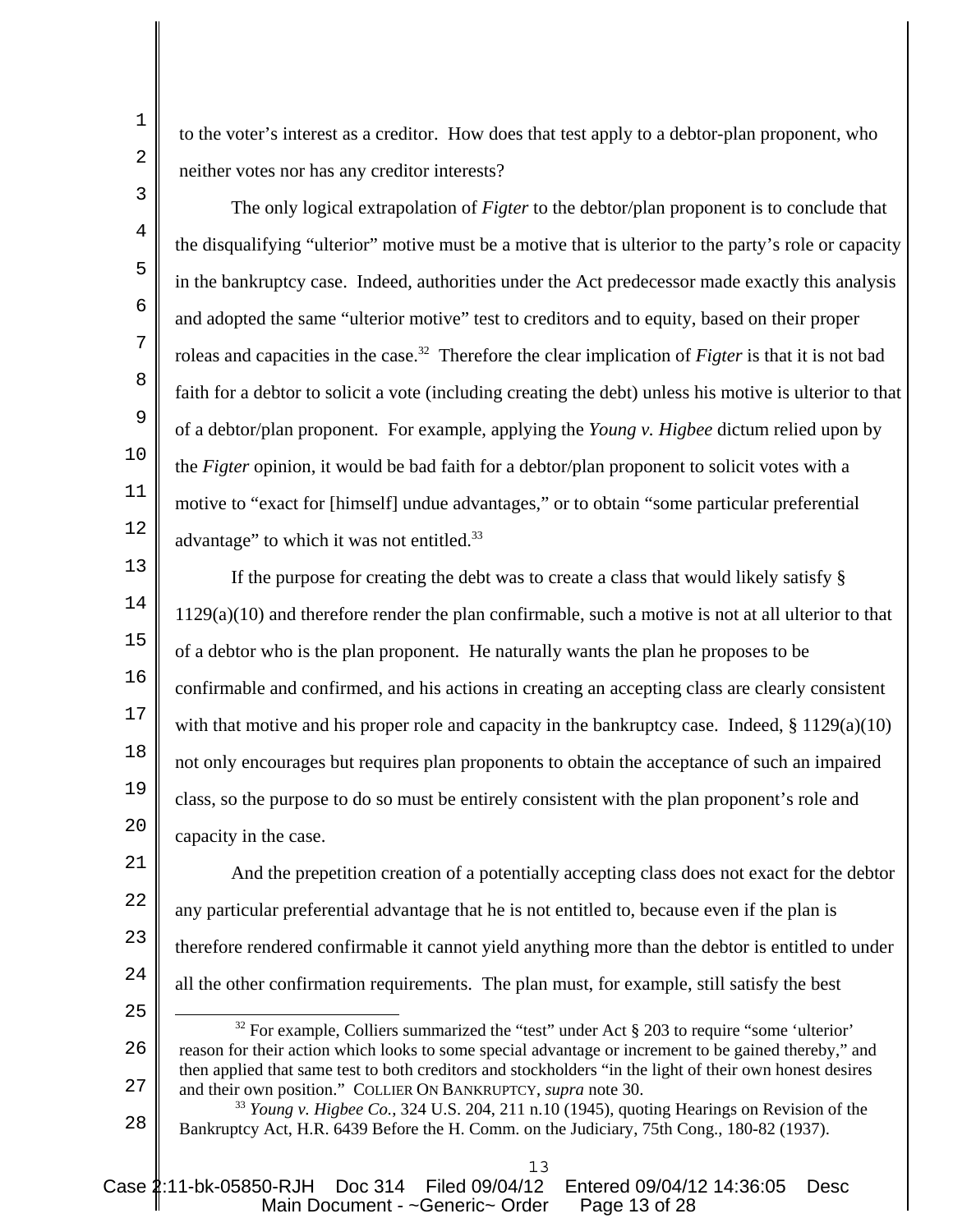to the voter's interest as a creditor. How does that test apply to a debtor-plan proponent, who neither votes nor has any creditor interests?

The only logical extrapolation of *Figter* to the debtor/plan proponent is to conclude that the disqualifying "ulterior" motive must be a motive that is ulterior to the party's role or capacity in the bankruptcy case. Indeed, authorities under the Act predecessor made exactly this analysis and adopted the same "ulterior motive" test to creditors and to equity, based on their proper roleas and capacities in the case.[32] Therefore the clear implication of *Figter* is that it is not bad faith for a debtor to solicit a vote (including creating the debt) unless his motive is ulterior to that of a debtor/plan proponent. For example, applying the *Young v. Higbee* dictum relied upon by the *Figter* opinion, it would be bad faith for a debtor/plan proponent to solicit votes with a motive to "exact for [himself] undue advantages," or to obtain "some particular preferential advantage" to which it was not entitled.[33]

If the purpose for creating the debt was to create a class that would likely satisfy § 1129(a)(10) and therefore render the plan confirmable, such a motive is not at all ulterior to that of a debtor who is the plan proponent. He naturally wants the plan he proposes to be confirmable and confirmed, and his actions in creating an accepting class are clearly consistent with that motive and his proper role and capacity in the bankruptcy case. Indeed, § 1129(a)(10) not only encourages but requires plan proponents to obtain the acceptance of such an impaired class, so the purpose to do so must be entirely consistent with the plan proponent's role and capacity in the case.

And the prepetition creation of a potentially accepting class does not exact for the debtor any particular preferential advantage that he is not entitled to, because even if the plan is therefore rendered confirmable it cannot yield anything more than the debtor is entitled to under all the other confirmation requirements. The plan must, for example, still satisfy the best

---

[32] For example, Colliers summarized the "test" under Act § 203 to require "some 'ulterior' reason for their action which looks to some special advantage or increment to be gained thereby," and then applied that same test to both creditors and stockholders "in the light of their own honest desires and their own position." COLLIER ON BANKRUPTCY, *supra* note 30.

[33] *Young v. Higbee Co.*, 324 U.S. 204, 211 n.10 (1945), quoting Hearings on Revision of the Bankruptcy Act, H.R. 6439 Before the H. Comm. on the Judiciary, 75th Cong., 180-82 (1937).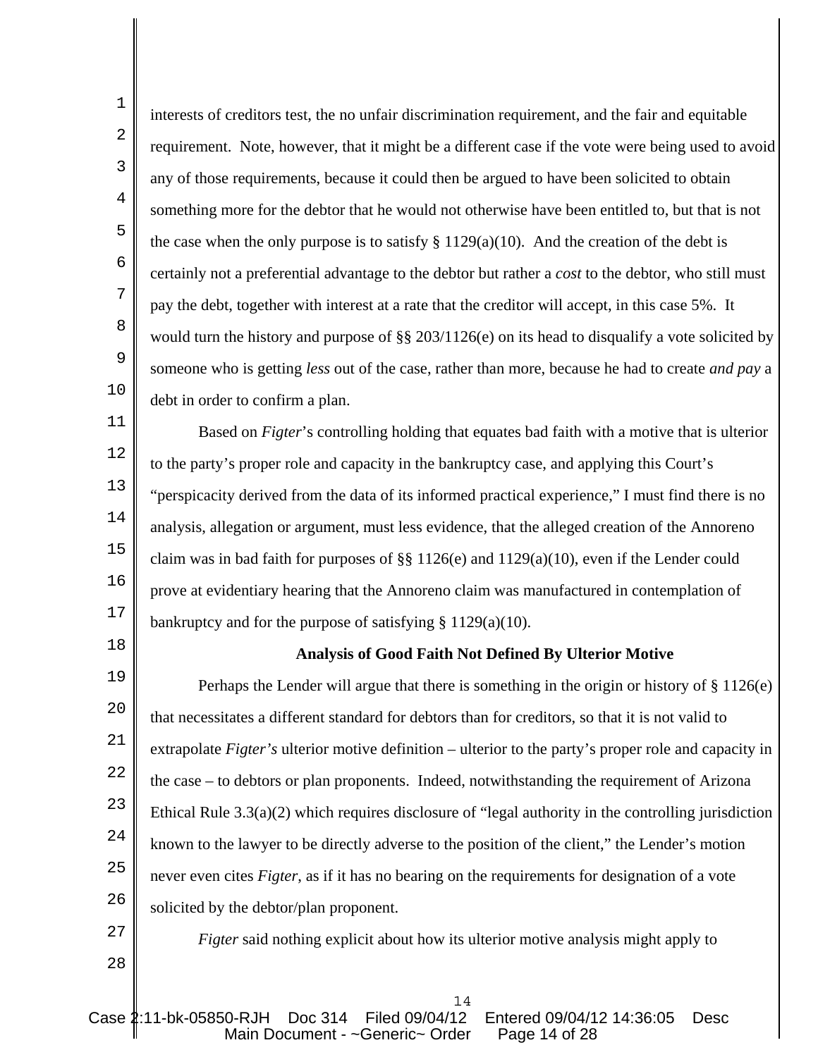interests of creditors test, the no unfair discrimination requirement, and the fair and equitable requirement. Note, however, that it might be a different case if the vote were being used to avoid any of those requirements, because it could then be argued to have been solicited to obtain something more for the debtor that he would not otherwise have been entitled to, but that is not the case when the only purpose is to satisfy § 1129(a)(10). And the creation of the debt is certainly not a preferential advantage to the debtor but rather a *cost* to the debtor, who still must pay the debt, together with interest at a rate that the creditor will accept, in this case 5%. It would turn the history and purpose of §§ 203/1126(e) on its head to disqualify a vote solicited by someone who is getting *less* out of the case, rather than more, because he had to create *and pay* a debt in order to confirm a plan.

Based on *Figter*'s controlling holding that equates bad faith with a motive that is ulterior to the party's proper role and capacity in the bankruptcy case, and applying this Court's "perspicacity derived from the data of its informed practical experience," I must find there is no analysis, allegation or argument, must less evidence, that the alleged creation of the Annoreno claim was in bad faith for purposes of §§ 1126(e) and 1129(a)(10), even if the Lender could prove at evidentiary hearing that the Annoreno claim was manufactured in contemplation of bankruptcy and for the purpose of satisfying § 1129(a)(10).

**Analysis of Good Faith Not Defined By Ulterior Motive**

Perhaps the Lender will argue that there is something in the origin or history of § 1126(e) that necessitates a different standard for debtors than for creditors, so that it is not valid to extrapolate *Figter's* ulterior motive definition – ulterior to the party's proper role and capacity in the case – to debtors or plan proponents. Indeed, notwithstanding the requirement of Arizona Ethical Rule 3.3(a)(2) which requires disclosure of "legal authority in the controlling jurisdiction known to the lawyer to be directly adverse to the position of the client," the Lender's motion never even cites *Figter*, as if it has no bearing on the requirements for designation of a vote solicited by the debtor/plan proponent.

*Figter* said nothing explicit about how its ulterior motive analysis might apply to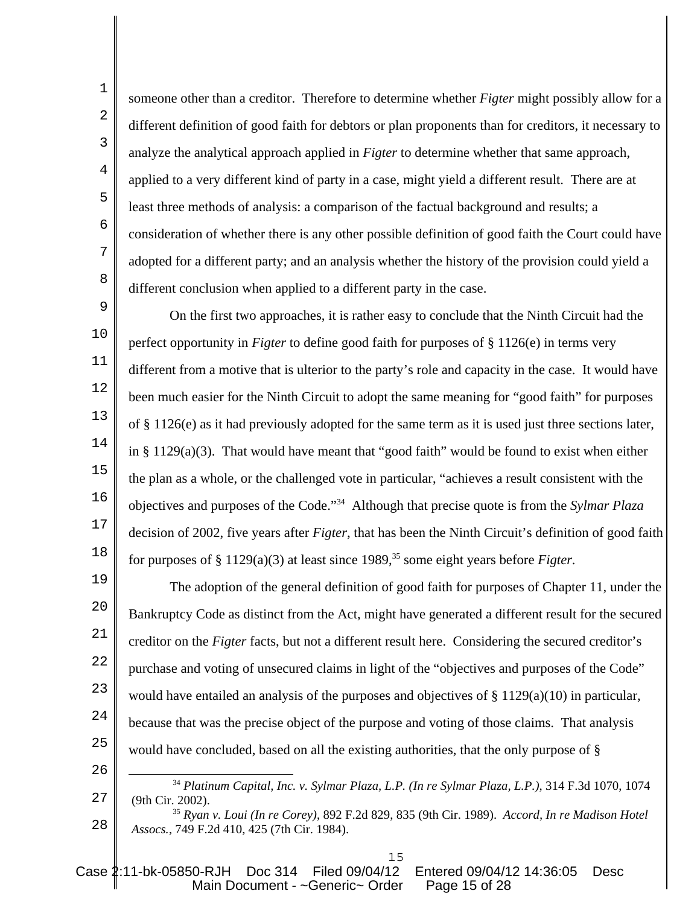someone other than a creditor. Therefore to determine whether *Figter* might possibly allow for a different definition of good faith for debtors or plan proponents than for creditors, it necessary to analyze the analytical approach applied in *Figter* to determine whether that same approach, applied to a very different kind of party in a case, might yield a different result. There are at least three methods of analysis: a comparison of the factual background and results; a consideration of whether there is any other possible definition of good faith the Court could have adopted for a different party; and an analysis whether the history of the provision could yield a different conclusion when applied to a different party in the case.

On the first two approaches, it is rather easy to conclude that the Ninth Circuit had the perfect opportunity in *Figter* to define good faith for purposes of § 1126(e) in terms very different from a motive that is ulterior to the party's role and capacity in the case. It would have been much easier for the Ninth Circuit to adopt the same meaning for "good faith" for purposes of § 1126(e) as it had previously adopted for the same term as it is used just three sections later, in § 1129(a)(3). That would have meant that "good faith" would be found to exist when either the plan as a whole, or the challenged vote in particular, "achieves a result consistent with the objectives and purposes of the Code."[34] Although that precise quote is from the *Sylmar Plaza* decision of 2002, five years after *Figter*, that has been the Ninth Circuit's definition of good faith for purposes of § 1129(a)(3) at least since 1989,[35] some eight years before *Figter*.

The adoption of the general definition of good faith for purposes of Chapter 11, under the Bankruptcy Code as distinct from the Act, might have generated a different result for the secured creditor on the *Figter* facts, but not a different result here. Considering the secured creditor's purchase and voting of unsecured claims in light of the "objectives and purposes of the Code" would have entailed an analysis of the purposes and objectives of § 1129(a)(10) in particular, because that was the precise object of the purpose and voting of those claims. That analysis would have concluded, based on all the existing authorities, that the only purpose of §

---

[34] *Platinum Capital, Inc. v. Sylmar Plaza, L.P. (In re Sylmar Plaza, L.P.)*, 314 F.3d 1070, 1074 (9th Cir. 2002).

[35] *Ryan v. Loui (In re Corey)*, 892 F.2d 829, 835 (9th Cir. 1989). *Accord, In re Madison Hotel Assocs.*, 749 F.2d 410, 425 (7th Cir. 1984).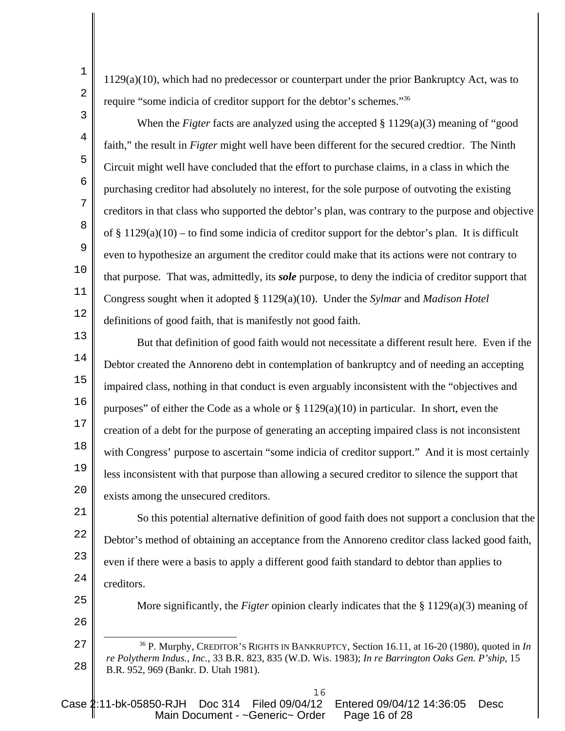1129(a)(10), which had no predecessor or counterpart under the prior Bankruptcy Act, was to require "some indicia of creditor support for the debtor's schemes."[36]

When the *Figter* facts are analyzed using the accepted § 1129(a)(3) meaning of "good faith," the result in *Figter* might well have been different for the secured credtior. The Ninth Circuit might well have concluded that the effort to purchase claims, in a class in which the purchasing creditor had absolutely no interest, for the sole purpose of outvoting the existing creditors in that class who supported the debtor's plan, was contrary to the purpose and objective of § 1129(a)(10) – to find some indicia of creditor support for the debtor's plan. It is difficult even to hypothesize an argument the creditor could make that its actions were not contrary to that purpose. That was, admittedly, its ***sole*** purpose, to deny the indicia of creditor support that Congress sought when it adopted § 1129(a)(10). Under the *Sylmar* and *Madison Hotel* definitions of good faith, that is manifestly not good faith.

But that definition of good faith would not necessitate a different result here. Even if the Debtor created the Annoreno debt in contemplation of bankruptcy and of needing an accepting impaired class, nothing in that conduct is even arguably inconsistent with the "objectives and purposes" of either the Code as a whole or § 1129(a)(10) in particular. In short, even the creation of a debt for the purpose of generating an accepting impaired class is not inconsistent with Congress' purpose to ascertain "some indicia of creditor support." And it is most certainly less inconsistent with that purpose than allowing a secured creditor to silence the support that exists among the unsecured creditors.

So this potential alternative definition of good faith does not support a conclusion that the Debtor's method of obtaining an acceptance from the Annoreno creditor class lacked good faith, even if there were a basis to apply a different good faith standard to debtor than applies to creditors.

More significantly, the *Figter* opinion clearly indicates that the § 1129(a)(3) meaning of

---

[36] P. Murphy, CREDITOR'S RIGHTS IN BANKRUPTCY, Section 16.11, at 16-20 (1980), quoted in *In re Polytherm Indus., Inc.*, 33 B.R. 823, 835 (W.D. Wis. 1983); *In re Barrington Oaks Gen. P'ship*, 15 B.R. 952, 969 (Bankr. D. Utah 1981).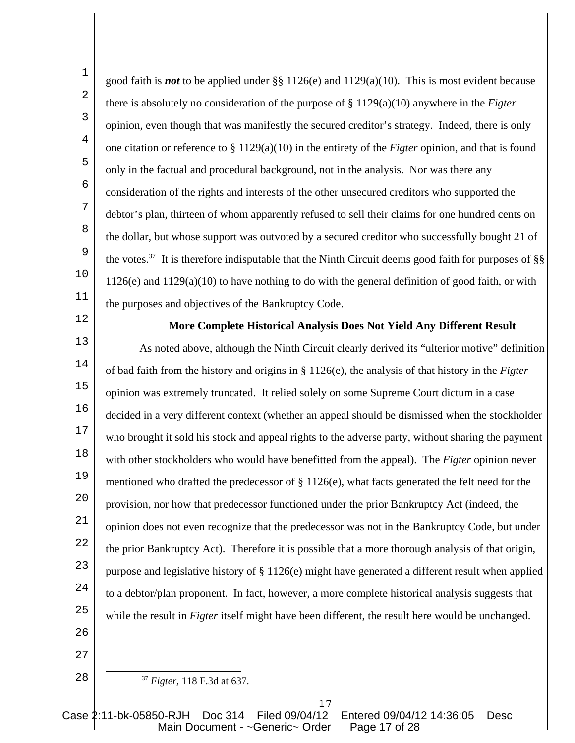good faith is ***not*** to be applied under §§ 1126(e) and 1129(a)(10). This is most evident because there is absolutely no consideration of the purpose of § 1129(a)(10) anywhere in the *Figter* opinion, even though that was manifestly the secured creditor's strategy. Indeed, there is only one citation or reference to § 1129(a)(10) in the entirety of the *Figter* opinion, and that is found only in the factual and procedural background, not in the analysis. Nor was there any consideration of the rights and interests of the other unsecured creditors who supported the debtor's plan, thirteen of whom apparently refused to sell their claims for one hundred cents on the dollar, but whose support was outvoted by a secured creditor who successfully bought 21 of the votes.[37] It is therefore indisputable that the Ninth Circuit deems good faith for purposes of §§ 1126(e) and 1129(a)(10) to have nothing to do with the general definition of good faith, or with the purposes and objectives of the Bankruptcy Code.

**More Complete Historical Analysis Does Not Yield Any Different Result**

As noted above, although the Ninth Circuit clearly derived its "ulterior motive" definition of bad faith from the history and origins in § 1126(e), the analysis of that history in the *Figter* opinion was extremely truncated. It relied solely on some Supreme Court dictum in a case decided in a very different context (whether an appeal should be dismissed when the stockholder who brought it sold his stock and appeal rights to the adverse party, without sharing the payment with other stockholders who would have benefitted from the appeal). The *Figter* opinion never mentioned who drafted the predecessor of § 1126(e), what facts generated the felt need for the provision, nor how that predecessor functioned under the prior Bankruptcy Act (indeed, the opinion does not even recognize that the predecessor was not in the Bankruptcy Code, but under the prior Bankruptcy Act). Therefore it is possible that a more thorough analysis of that origin, purpose and legislative history of § 1126(e) might have generated a different result when applied to a debtor/plan proponent. In fact, however, a more complete historical analysis suggests that while the result in *Figter* itself might have been different, the result here would be unchanged.

---

[37] *Figter*, 118 F.3d at 637.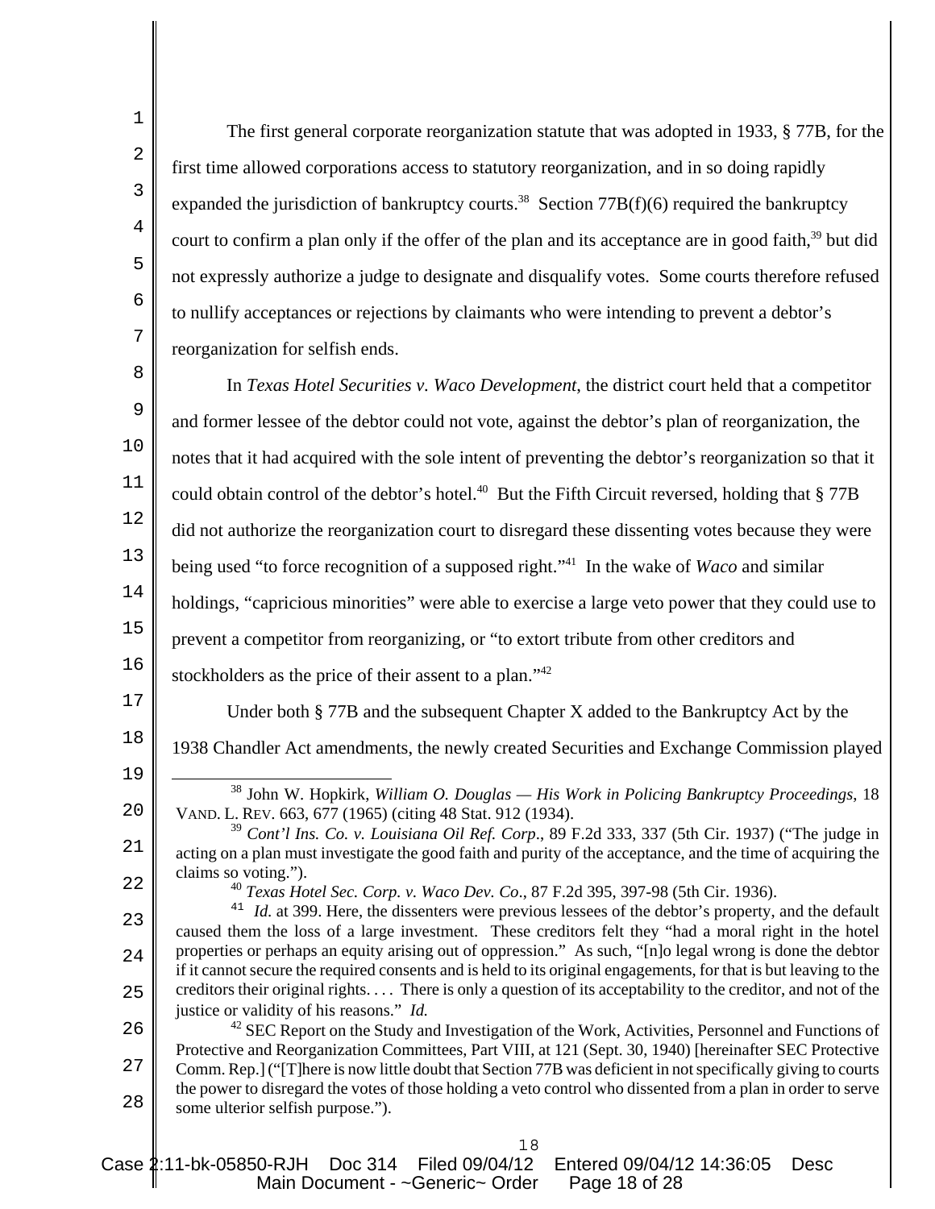The first general corporate reorganization statute that was adopted in 1933, § 77B, for the first time allowed corporations access to statutory reorganization, and in so doing rapidly expanded the jurisdiction of bankruptcy courts.[38] Section 77B(f)(6) required the bankruptcy court to confirm a plan only if the offer of the plan and its acceptance are in good faith,[39] but did not expressly authorize a judge to designate and disqualify votes. Some courts therefore refused to nullify acceptances or rejections by claimants who were intending to prevent a debtor's reorganization for selfish ends.

In *Texas Hotel Securities v. Waco Development*, the district court held that a competitor and former lessee of the debtor could not vote, against the debtor's plan of reorganization, the notes that it had acquired with the sole intent of preventing the debtor's reorganization so that it could obtain control of the debtor's hotel.[40] But the Fifth Circuit reversed, holding that § 77B did not authorize the reorganization court to disregard these dissenting votes because they were being used "to force recognition of a supposed right."[41] In the wake of *Waco* and similar holdings, "capricious minorities" were able to exercise a large veto power that they could use to prevent a competitor from reorganizing, or "to extort tribute from other creditors and stockholders as the price of their assent to a plan."[42]

Under both § 77B and the subsequent Chapter X added to the Bankruptcy Act by the 1938 Chandler Act amendments, the newly created Securities and Exchange Commission played

---

[38] John W. Hopkirk, *William O. Douglas — His Work in Policing Bankruptcy Proceedings*, 18 VAND. L. REV. 663, 677 (1965) (citing 48 Stat. 912 (1934).

[39] *Cont'l Ins. Co. v. Louisiana Oil Ref. Corp*., 89 F.2d 333, 337 (5th Cir. 1937) ("The judge in acting on a plan must investigate the good faith and purity of the acceptance, and the time of acquiring the claims so voting.").

[40] *Texas Hotel Sec. Corp. v. Waco Dev. Co*., 87 F.2d 395, 397-98 (5th Cir. 1936).

[41] *Id.* at 399. Here, the dissenters were previous lessees of the debtor's property, and the default caused them the loss of a large investment. These creditors felt they "had a moral right in the hotel properties or perhaps an equity arising out of oppression." As such, "[n]o legal wrong is done the debtor if it cannot secure the required consents and is held to its original engagements, for that is but leaving to the creditors their original rights. . . . There is only a question of its acceptability to the creditor, and not of the justice or validity of his reasons." *Id.*

[42] SEC Report on the Study and Investigation of the Work, Activities, Personnel and Functions of Protective and Reorganization Committees, Part VIII, at 121 (Sept. 30, 1940) [hereinafter SEC Protective Comm. Rep.] ("[T]here is now little doubt that Section 77B was deficient in not specifically giving to courts the power to disregard the votes of those holding a veto control who dissented from a plan in order to serve some ulterior selfish purpose.").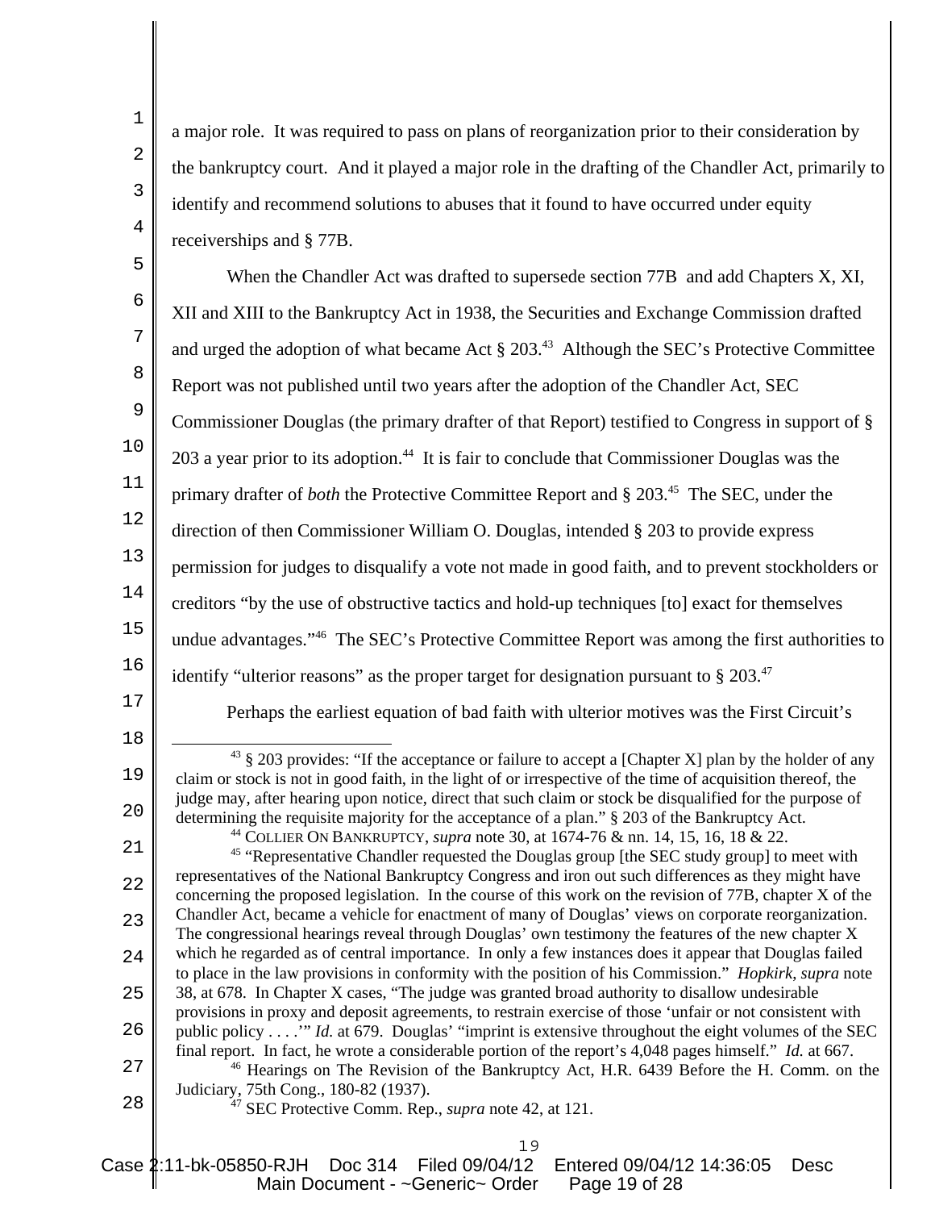a major role. It was required to pass on plans of reorganization prior to their consideration by the bankruptcy court. And it played a major role in the drafting of the Chandler Act, primarily to identify and recommend solutions to abuses that it found to have occurred under equity receiverships and § 77B.

When the Chandler Act was drafted to supersede section 77B and add Chapters X, XI, XII and XIII to the Bankruptcy Act in 1938, the Securities and Exchange Commission drafted and urged the adoption of what became Act § 203.[43] Although the SEC's Protective Committee Report was not published until two years after the adoption of the Chandler Act, SEC Commissioner Douglas (the primary drafter of that Report) testified to Congress in support of § 203 a year prior to its adoption.[44] It is fair to conclude that Commissioner Douglas was the primary drafter of *both* the Protective Committee Report and § 203.[45] The SEC, under the direction of then Commissioner William O. Douglas, intended § 203 to provide express permission for judges to disqualify a vote not made in good faith, and to prevent stockholders or creditors "by the use of obstructive tactics and hold-up techniques [to] exact for themselves undue advantages."[46] The SEC's Protective Committee Report was among the first authorities to identify "ulterior reasons" as the proper target for designation pursuant to § 203.[47]

Perhaps the earliest equation of bad faith with ulterior motives was the First Circuit's

---

[43] § 203 provides: "If the acceptance or failure to accept a [Chapter X] plan by the holder of any claim or stock is not in good faith, in the light of or irrespective of the time of acquisition thereof, the judge may, after hearing upon notice, direct that such claim or stock be disqualified for the purpose of determining the requisite majority for the acceptance of a plan." § 203 of the Bankruptcy Act.

[44] COLLIER ON BANKRUPTCY, *supra* note 30, at 1674-76 & nn. 14, 15, 16, 18 & 22.

[45] "Representative Chandler requested the Douglas group [the SEC study group] to meet with representatives of the National Bankruptcy Congress and iron out such differences as they might have concerning the proposed legislation. In the course of this work on the revision of 77B, chapter X of the Chandler Act, became a vehicle for enactment of many of Douglas' views on corporate reorganization. The congressional hearings reveal through Douglas' own testimony the features of the new chapter X which he regarded as of central importance. In only a few instances does it appear that Douglas failed to place in the law provisions in conformity with the position of his Commission." *Hopkirk*, *supra* note 38, at 678. In Chapter X cases, "The judge was granted broad authority to disallow undesirable provisions in proxy and deposit agreements, to restrain exercise of those 'unfair or not consistent with public policy . . . .'" *Id.* at 679. Douglas' "imprint is extensive throughout the eight volumes of the SEC final report. In fact, he wrote a considerable portion of the report's 4,048 pages himself." *Id.* at 667.

[46] Hearings on The Revision of the Bankruptcy Act, H.R. 6439 Before the H. Comm. on the Judiciary, 75th Cong., 180-82 (1937).

[47] SEC Protective Comm. Rep., *supra* note 42, at 121.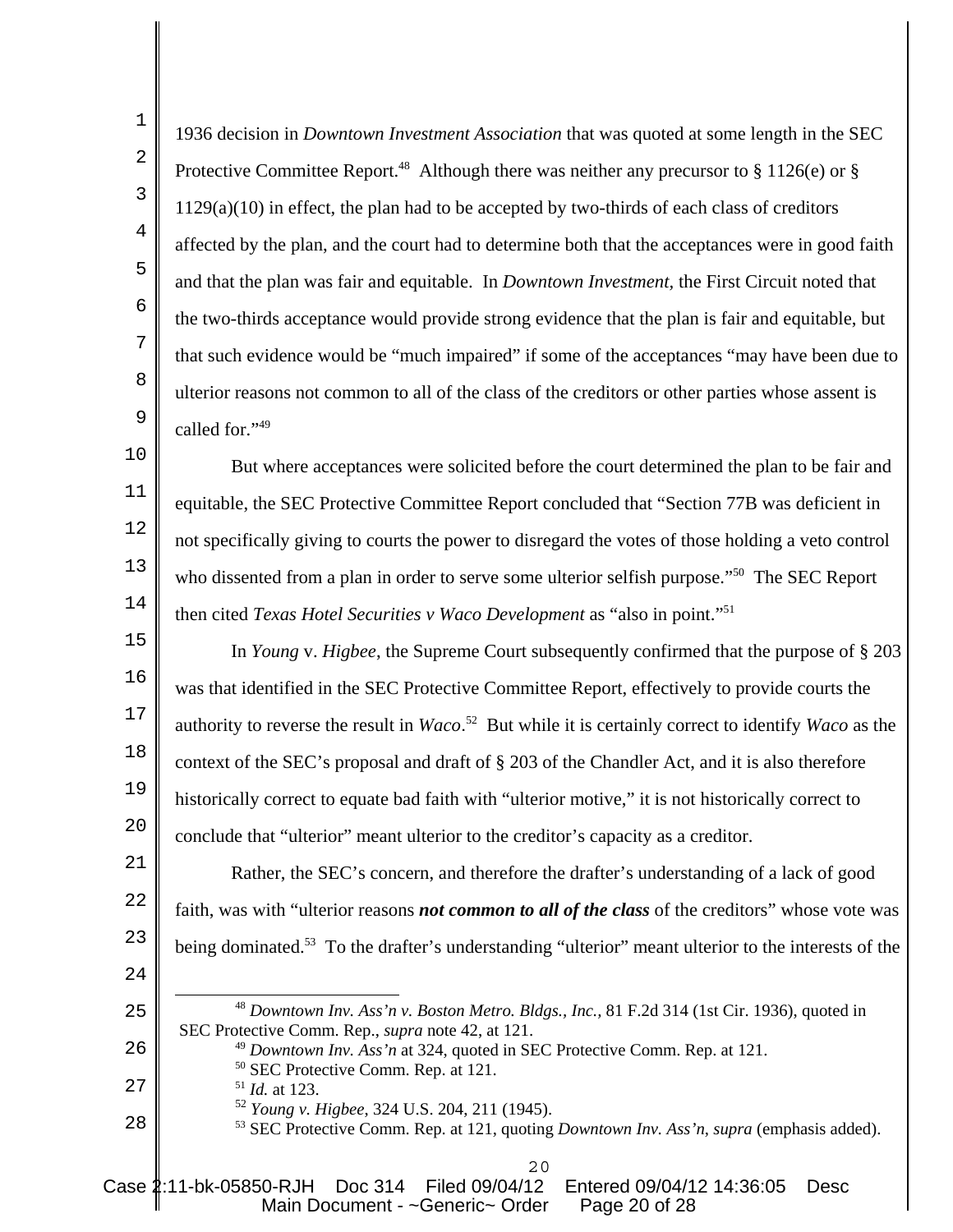1936 decision in *Downtown Investment Association* that was quoted at some length in the SEC Protective Committee Report.[48] Although there was neither any precursor to § 1126(e) or § 1129(a)(10) in effect, the plan had to be accepted by two-thirds of each class of creditors affected by the plan, and the court had to determine both that the acceptances were in good faith and that the plan was fair and equitable. In *Downtown Investment,* the First Circuit noted that the two-thirds acceptance would provide strong evidence that the plan is fair and equitable, but that such evidence would be "much impaired" if some of the acceptances "may have been due to ulterior reasons not common to all of the class of the creditors or other parties whose assent is called for."[49]

But where acceptances were solicited before the court determined the plan to be fair and equitable, the SEC Protective Committee Report concluded that "Section 77B was deficient in not specifically giving to courts the power to disregard the votes of those holding a veto control who dissented from a plan in order to serve some ulterior selfish purpose."[50] The SEC Report then cited *Texas Hotel Securities v Waco Development* as "also in point."[51]

In *Young* v. *Higbee*, the Supreme Court subsequently confirmed that the purpose of § 203 was that identified in the SEC Protective Committee Report, effectively to provide courts the authority to reverse the result in *Waco*.[52] But while it is certainly correct to identify *Waco* as the context of the SEC's proposal and draft of § 203 of the Chandler Act, and it is also therefore historically correct to equate bad faith with "ulterior motive," it is not historically correct to conclude that "ulterior" meant ulterior to the creditor's capacity as a creditor.

Rather, the SEC's concern, and therefore the drafter's understanding of a lack of good faith, was with "ulterior reasons ***not common to all of the class*** of the creditors" whose vote was being dominated.[53] To the drafter's understanding "ulterior" meant ulterior to the interests of the

---

[48] *Downtown Inv. Ass'n v. Boston Metro. Bldgs., Inc.*, 81 F.2d 314 (1st Cir. 1936), quoted in SEC Protective Comm. Rep., *supra* note 42, at 121.

[49] *Downtown Inv. Ass'n* at 324, quoted in SEC Protective Comm. Rep. at 121.

[50] SEC Protective Comm. Rep. at 121.

[51] *Id.* at 123.

[52] *Young v. Higbee*, 324 U.S. 204, 211 (1945).

[53] SEC Protective Comm. Rep. at 121, quoting *Downtown Inv. Ass'n*, *supra* (emphasis added).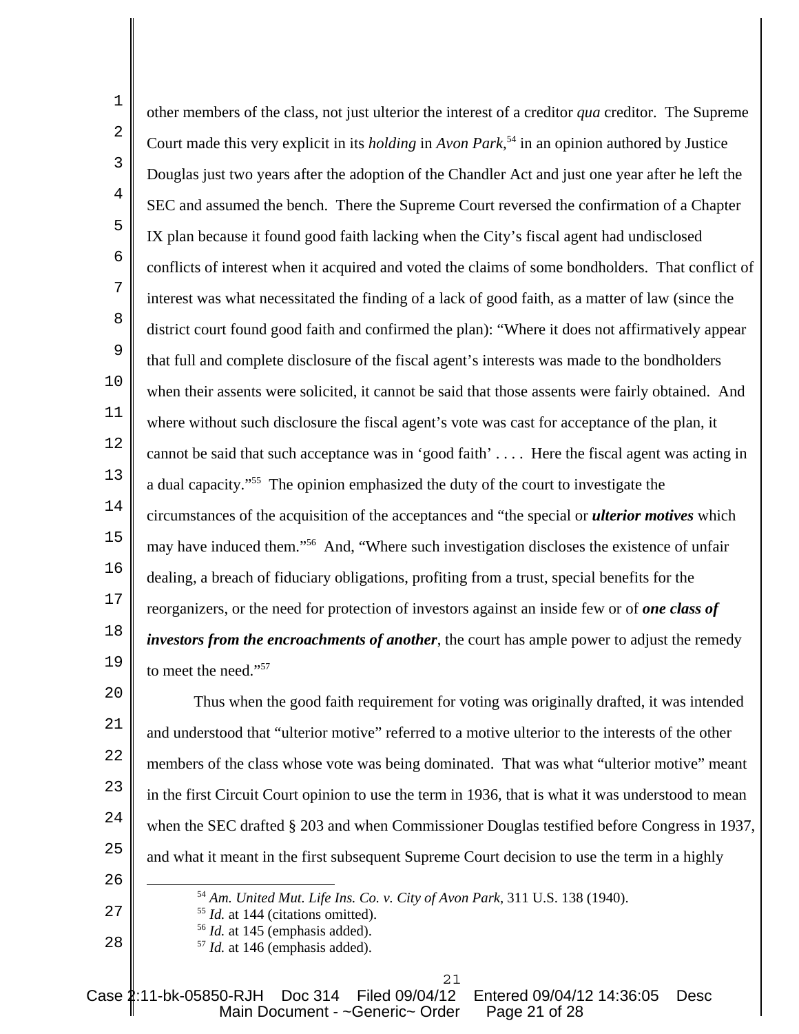other members of the class, not just ulterior the interest of a creditor *qua* creditor. The Supreme Court made this very explicit in its *holding* in *Avon Park*,[54] in an opinion authored by Justice Douglas just two years after the adoption of the Chandler Act and just one year after he left the SEC and assumed the bench. There the Supreme Court reversed the confirmation of a Chapter IX plan because it found good faith lacking when the City's fiscal agent had undisclosed conflicts of interest when it acquired and voted the claims of some bondholders. That conflict of interest was what necessitated the finding of a lack of good faith, as a matter of law (since the district court found good faith and confirmed the plan): "Where it does not affirmatively appear that full and complete disclosure of the fiscal agent's interests was made to the bondholders when their assents were solicited, it cannot be said that those assents were fairly obtained. And where without such disclosure the fiscal agent's vote was cast for acceptance of the plan, it cannot be said that such acceptance was in 'good faith' . . . . Here the fiscal agent was acting in a dual capacity."[55] The opinion emphasized the duty of the court to investigate the circumstances of the acquisition of the acceptances and "the special or ***ulterior motives*** which may have induced them."[56] And, "Where such investigation discloses the existence of unfair dealing, a breach of fiduciary obligations, profiting from a trust, special benefits for the reorganizers, or the need for protection of investors against an inside few or of ***one class of investors from the encroachments of another***, the court has ample power to adjust the remedy to meet the need."[57]

Thus when the good faith requirement for voting was originally drafted, it was intended and understood that "ulterior motive" referred to a motive ulterior to the interests of the other members of the class whose vote was being dominated. That was what "ulterior motive" meant in the first Circuit Court opinion to use the term in 1936, that is what it was understood to mean when the SEC drafted § 203 and when Commissioner Douglas testified before Congress in 1937, and what it meant in the first subsequent Supreme Court decision to use the term in a highly

---

[54] *Am. United Mut. Life Ins. Co. v. City of Avon Park*, 311 U.S. 138 (1940).

[55] *Id.* at 144 (citations omitted).

[56] *Id.* at 145 (emphasis added).

[57] *Id.* at 146 (emphasis added).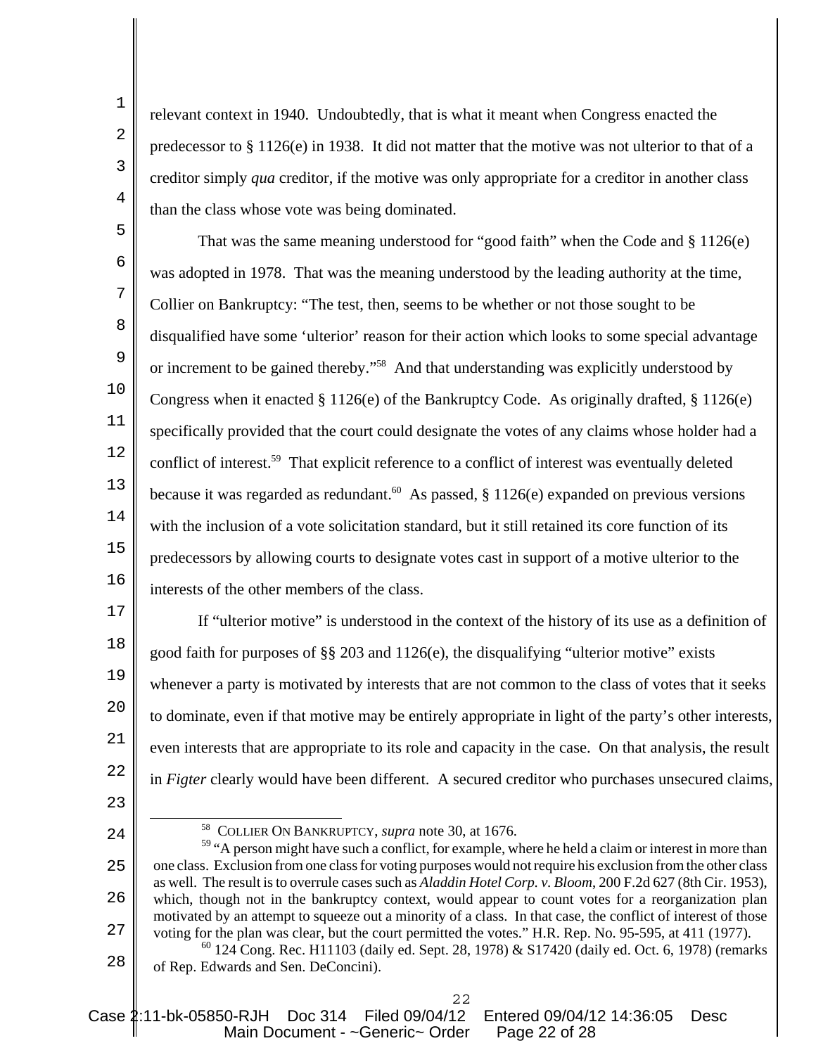relevant context in 1940. Undoubtedly, that is what it meant when Congress enacted the predecessor to § 1126(e) in 1938. It did not matter that the motive was not ulterior to that of a creditor simply *qua* creditor, if the motive was only appropriate for a creditor in another class than the class whose vote was being dominated.

That was the same meaning understood for "good faith" when the Code and § 1126(e) was adopted in 1978. That was the meaning understood by the leading authority at the time, Collier on Bankruptcy: "The test, then, seems to be whether or not those sought to be disqualified have some 'ulterior' reason for their action which looks to some special advantage or increment to be gained thereby."[58] And that understanding was explicitly understood by Congress when it enacted § 1126(e) of the Bankruptcy Code. As originally drafted, § 1126(e) specifically provided that the court could designate the votes of any claims whose holder had a conflict of interest.[59] That explicit reference to a conflict of interest was eventually deleted because it was regarded as redundant.[60] As passed, § 1126(e) expanded on previous versions with the inclusion of a vote solicitation standard, but it still retained its core function of its predecessors by allowing courts to designate votes cast in support of a motive ulterior to the interests of the other members of the class.

If "ulterior motive" is understood in the context of the history of its use as a definition of good faith for purposes of §§ 203 and 1126(e), the disqualifying "ulterior motive" exists whenever a party is motivated by interests that are not common to the class of votes that it seeks to dominate, even if that motive may be entirely appropriate in light of the party's other interests, even interests that are appropriate to its role and capacity in the case. On that analysis, the result in *Figter* clearly would have been different. A secured creditor who purchases unsecured claims,

---

[58] COLLIER ON BANKRUPTCY, *supra* note 30, at 1676.

[59] "A person might have such a conflict, for example, where he held a claim or interest in more than one class. Exclusion from one class for voting purposes would not require his exclusion from the other class as well. The result is to overrule cases such as *Aladdin Hotel Corp. v. Bloom*, 200 F.2d 627 (8th Cir. 1953), which, though not in the bankruptcy context, would appear to count votes for a reorganization plan motivated by an attempt to squeeze out a minority of a class. In that case, the conflict of interest of those voting for the plan was clear, but the court permitted the votes." H.R. Rep. No. 95-595, at 411 (1977).

[60] 124 Cong. Rec. H11103 (daily ed. Sept. 28, 1978) & S17420 (daily ed. Oct. 6, 1978) (remarks of Rep. Edwards and Sen. DeConcini).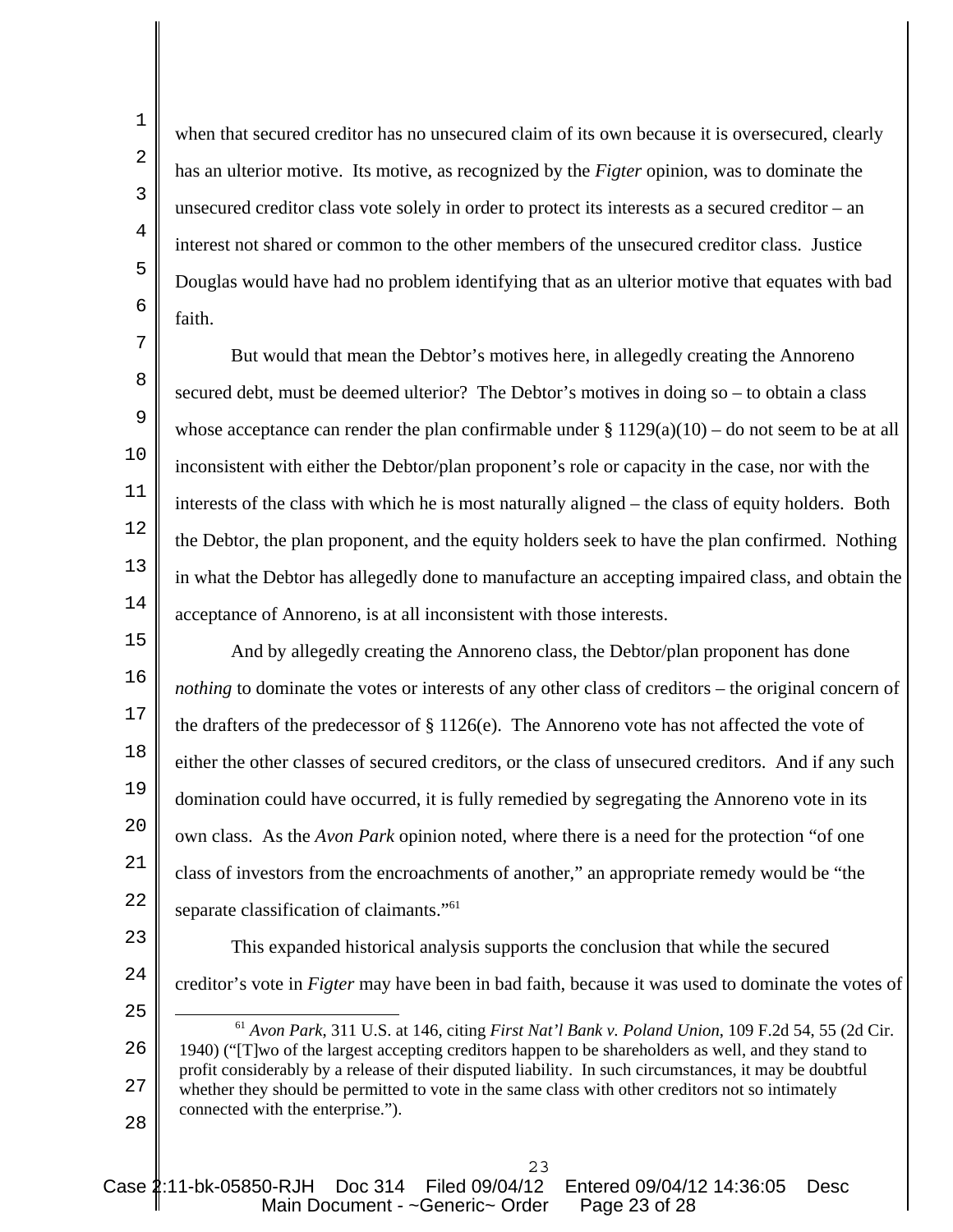when that secured creditor has no unsecured claim of its own because it is oversecured, clearly has an ulterior motive. Its motive, as recognized by the *Figter* opinion, was to dominate the unsecured creditor class vote solely in order to protect its interests as a secured creditor – an interest not shared or common to the other members of the unsecured creditor class. Justice Douglas would have had no problem identifying that as an ulterior motive that equates with bad faith.

But would that mean the Debtor's motives here, in allegedly creating the Annoreno secured debt, must be deemed ulterior? The Debtor's motives in doing so – to obtain a class whose acceptance can render the plan confirmable under § 1129(a)(10) – do not seem to be at all inconsistent with either the Debtor/plan proponent's role or capacity in the case, nor with the interests of the class with which he is most naturally aligned – the class of equity holders. Both the Debtor, the plan proponent, and the equity holders seek to have the plan confirmed. Nothing in what the Debtor has allegedly done to manufacture an accepting impaired class, and obtain the acceptance of Annoreno, is at all inconsistent with those interests.

And by allegedly creating the Annoreno class, the Debtor/plan proponent has done *nothing* to dominate the votes or interests of any other class of creditors – the original concern of the drafters of the predecessor of § 1126(e). The Annoreno vote has not affected the vote of either the other classes of secured creditors, or the class of unsecured creditors. And if any such domination could have occurred, it is fully remedied by segregating the Annoreno vote in its own class. As the *Avon Park* opinion noted, where there is a need for the protection "of one class of investors from the encroachments of another," an appropriate remedy would be "the separate classification of claimants."[61]

This expanded historical analysis supports the conclusion that while the secured creditor's vote in *Figter* may have been in bad faith, because it was used to dominate the votes of

---

[61] *Avon Park*, 311 U.S. at 146, citing *First Nat'l Bank v. Poland Union*, 109 F.2d 54, 55 (2d Cir. 1940) ("[T]wo of the largest accepting creditors happen to be shareholders as well, and they stand to profit considerably by a release of their disputed liability. In such circumstances, it may be doubtful whether they should be permitted to vote in the same class with other creditors not so intimately connected with the enterprise.").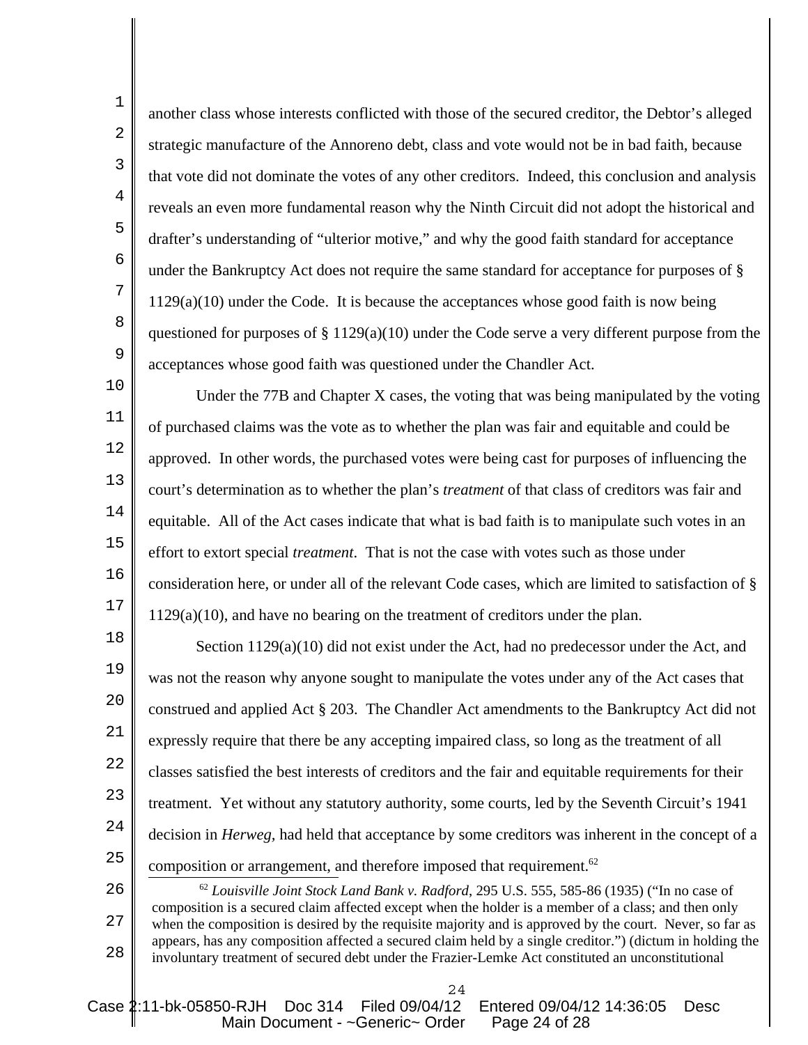another class whose interests conflicted with those of the secured creditor, the Debtor's alleged strategic manufacture of the Annoreno debt, class and vote would not be in bad faith, because that vote did not dominate the votes of any other creditors. Indeed, this conclusion and analysis reveals an even more fundamental reason why the Ninth Circuit did not adopt the historical and drafter's understanding of "ulterior motive," and why the good faith standard for acceptance under the Bankruptcy Act does not require the same standard for acceptance for purposes of § 1129(a)(10) under the Code. It is because the acceptances whose good faith is now being questioned for purposes of § 1129(a)(10) under the Code serve a very different purpose from the acceptances whose good faith was questioned under the Chandler Act.

Under the 77B and Chapter X cases, the voting that was being manipulated by the voting of purchased claims was the vote as to whether the plan was fair and equitable and could be approved. In other words, the purchased votes were being cast for purposes of influencing the court's determination as to whether the plan's *treatment* of that class of creditors was fair and equitable. All of the Act cases indicate that what is bad faith is to manipulate such votes in an effort to extort special *treatment*. That is not the case with votes such as those under consideration here, or under all of the relevant Code cases, which are limited to satisfaction of § 1129(a)(10), and have no bearing on the treatment of creditors under the plan.

Section 1129(a)(10) did not exist under the Act, had no predecessor under the Act, and was not the reason why anyone sought to manipulate the votes under any of the Act cases that construed and applied Act § 203. The Chandler Act amendments to the Bankruptcy Act did not expressly require that there be any accepting impaired class, so long as the treatment of all classes satisfied the best interests of creditors and the fair and equitable requirements for their treatment. Yet without any statutory authority, some courts, led by the Seventh Circuit's 1941 decision in *Herweg,* had held that acceptance by some creditors was inherent in the concept of a composition or arrangement, and therefore imposed that requirement.[62]

---

[62] *Louisville Joint Stock Land Bank v. Radford*, 295 U.S. 555, 585-86 (1935) ("In no case of composition is a secured claim affected except when the holder is a member of a class; and then only when the composition is desired by the requisite majority and is approved by the court. Never, so far as appears, has any composition affected a secured claim held by a single creditor.") (dictum in holding the involuntary treatment of secured debt under the Frazier-Lemke Act constituted an unconstitutional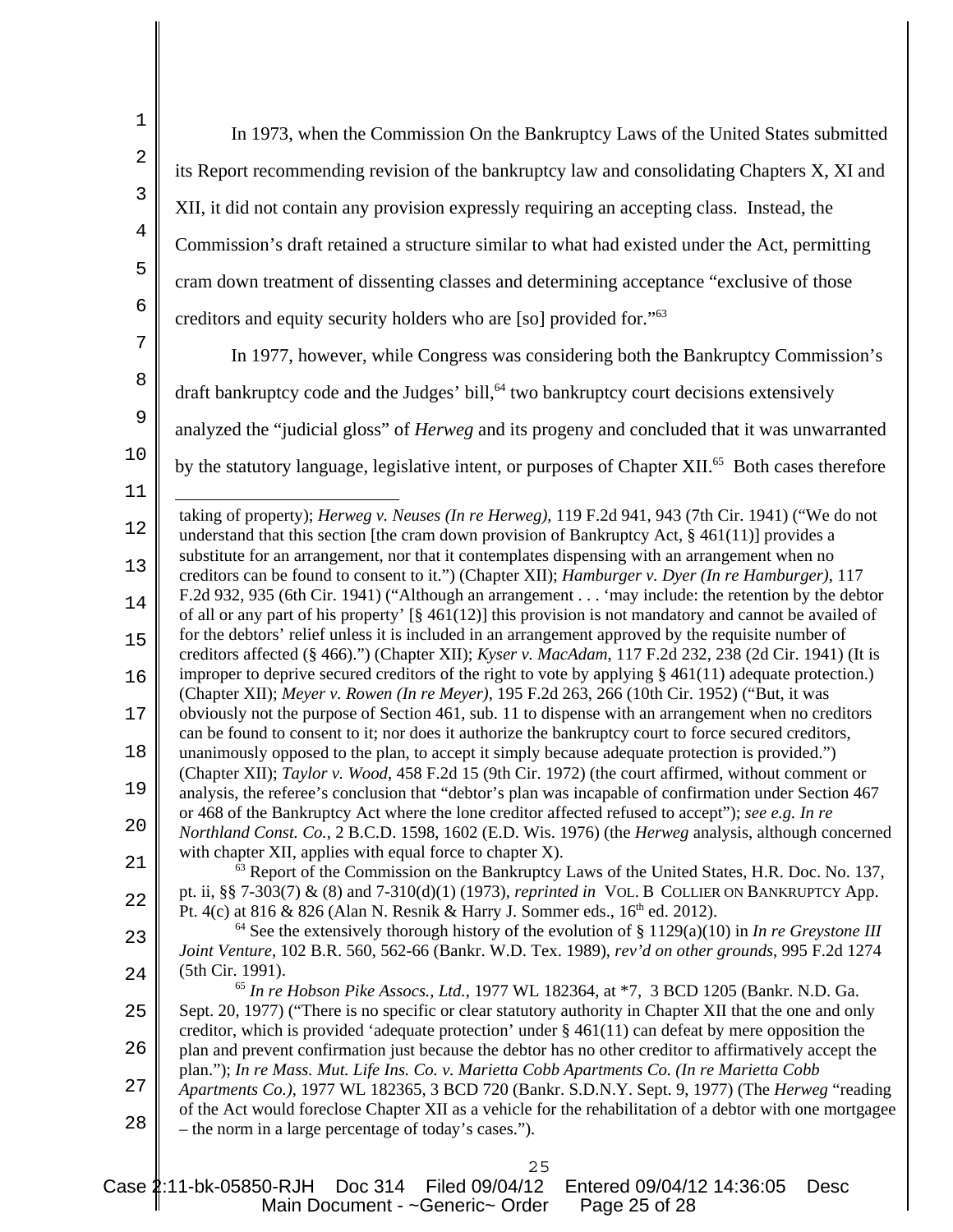In 1973, when the Commission On the Bankruptcy Laws of the United States submitted its Report recommending revision of the bankruptcy law and consolidating Chapters X, XI and XII, it did not contain any provision expressly requiring an accepting class. Instead, the Commission's draft retained a structure similar to what had existed under the Act, permitting cram down treatment of dissenting classes and determining acceptance "exclusive of those creditors and equity security holders who are [so] provided for."[63]

In 1977, however, while Congress was considering both the Bankruptcy Commission's draft bankruptcy code and the Judges' bill,[64] two bankruptcy court decisions extensively analyzed the "judicial gloss" of *Herweg* and its progeny and concluded that it was unwarranted by the statutory language, legislative intent, or purposes of Chapter XII.[65] Both cases therefore

---

taking of property); *Herweg v. Neuses (In re Herweg)*, 119 F.2d 941, 943 (7th Cir. 1941) ("We do not understand that this section [the cram down provision of Bankruptcy Act, § 461(11)] provides a substitute for an arrangement, nor that it contemplates dispensing with an arrangement when no creditors can be found to consent to it.") (Chapter XII); *Hamburger v. Dyer (In re Hamburger)*, 117 F.2d 932, 935 (6th Cir. 1941) ("Although an arrangement . . . 'may include: the retention by the debtor of all or any part of his property' [§ 461(12)] this provision is not mandatory and cannot be availed of for the debtors' relief unless it is included in an arrangement approved by the requisite number of creditors affected (§ 466).") (Chapter XII); *Kyser v. MacAdam*, 117 F.2d 232, 238 (2d Cir. 1941) (It is improper to deprive secured creditors of the right to vote by applying § 461(11) adequate protection.) (Chapter XII); *Meyer v. Rowen (In re Meyer)*, 195 F.2d 263, 266 (10th Cir. 1952) ("But, it was obviously not the purpose of Section 461, sub. 11 to dispense with an arrangement when no creditors can be found to consent to it; nor does it authorize the bankruptcy court to force secured creditors, unanimously opposed to the plan, to accept it simply because adequate protection is provided.") (Chapter XII); *Taylor v. Wood*, 458 F.2d 15 (9th Cir. 1972) (the court affirmed, without comment or analysis, the referee's conclusion that "debtor's plan was incapable of confirmation under Section 467 or 468 of the Bankruptcy Act where the lone creditor affected refused to accept"); *see e.g. In re Northland Const. Co.*, 2 B.C.D. 1598, 1602 (E.D. Wis. 1976) (the *Herweg* analysis, although concerned with chapter XII, applies with equal force to chapter X).

[63] Report of the Commission on the Bankruptcy Laws of the United States, H.R. Doc. No. 137, pt. ii, §§ 7-303(7) & (8) and 7-310(d)(1) (1973), *reprinted in* VOL. B COLLIER ON BANKRUPTCY App. Pt. 4(c) at 816 & 826 (Alan N. Resnik & Harry J. Sommer eds., 16th ed. 2012).

[64] See the extensively thorough history of the evolution of § 1129(a)(10) in *In re Greystone III Joint Venture*, 102 B.R. 560, 562-66 (Bankr. W.D. Tex. 1989), *rev'd on other grounds*, 995 F.2d 1274 (5th Cir. 1991).

[65] *In re Hobson Pike Assocs., Ltd.*, 1977 WL 182364, at *7, 3 BCD 1205 (Bankr. N.D. Ga. Sept. 20, 1977) ("There is no specific or clear statutory authority in Chapter XII that the one and only creditor, which is provided 'adequate protection' under § 461(11) can defeat by mere opposition the plan and prevent confirmation just because the debtor has no other creditor to affirmatively accept the plan."); *In re Mass. Mut. Life Ins. Co. v. Marietta Cobb Apartments Co. (In re Marietta Cobb Apartments Co.)*, 1977 WL 182365, 3 BCD 720 (Bankr. S.D.N.Y. Sept. 9, 1977) (The *Herweg* "reading of the Act would foreclose Chapter XII as a vehicle for the rehabilitation of a debtor with one mortgagee – the norm in a large percentage of today's cases.").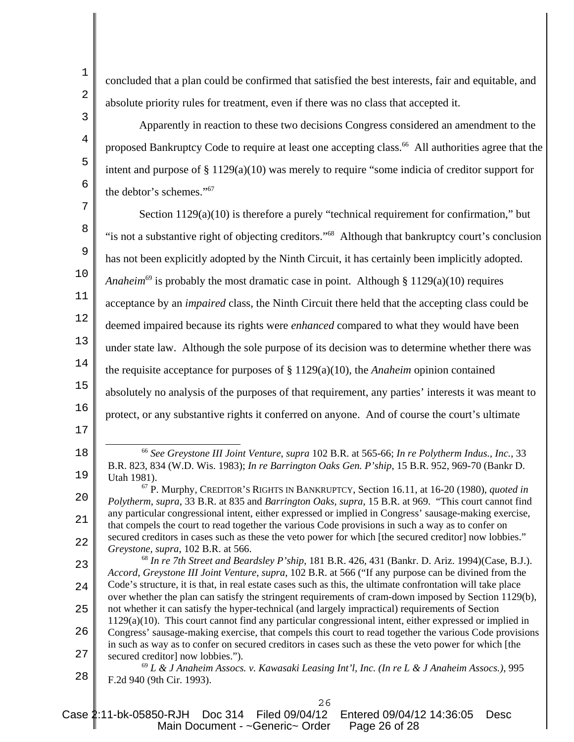concluded that a plan could be confirmed that satisfied the best interests, fair and equitable, and absolute priority rules for treatment, even if there was no class that accepted it.

Apparently in reaction to these two decisions Congress considered an amendment to the proposed Bankruptcy Code to require at least one accepting class.[66] All authorities agree that the intent and purpose of § 1129(a)(10) was merely to require "some indicia of creditor support for the debtor's schemes."[67]

Section 1129(a)(10) is therefore a purely "technical requirement for confirmation," but "is not a substantive right of objecting creditors."[68] Although that bankruptcy court's conclusion has not been explicitly adopted by the Ninth Circuit, it has certainly been implicitly adopted. *Anaheim*[69] is probably the most dramatic case in point. Although § 1129(a)(10) requires acceptance by an *impaired* class, the Ninth Circuit there held that the accepting class could be deemed impaired because its rights were *enhanced* compared to what they would have been under state law. Although the sole purpose of its decision was to determine whether there was the requisite acceptance for purposes of § 1129(a)(10), the *Anaheim* opinion contained absolutely no analysis of the purposes of that requirement, any parties' interests it was meant to protect, or any substantive rights it conferred on anyone. And of course the court's ultimate

---

[66] *See Greystone III Joint Venture*, *supra* 102 B.R. at 565-66; *In re Polytherm Indus., Inc.*, 33 B.R. 823, 834 (W.D. Wis. 1983); *In re Barrington Oaks Gen. P'ship*, 15 B.R. 952, 969-70 (Bankr D. Utah 1981).

[67] P. Murphy, CREDITOR'S RIGHTS IN BANKRUPTCY, Section 16.11, at 16-20 (1980), *quoted in Polytherm*, *supra*, 33 B.R. at 835 and *Barrington Oaks*, *supra*, 15 B.R. at 969. "This court cannot find any particular congressional intent, either expressed or implied in Congress' sausage-making exercise, that compels the court to read together the various Code provisions in such a way as to confer on secured creditors in cases such as these the veto power for which [the secured creditor] now lobbies." *Greystone*, *supra*, 102 B.R. at 566.

[68] *In re 7th Street and Beardsley P'ship*, 181 B.R. 426, 431 (Bankr. D. Ariz. 1994)(Case, B.J.). *Accord*, *Greystone III Joint Venture*, *supra*, 102 B.R. at 566 ("If any purpose can be divined from the Code's structure, it is that, in real estate cases such as this, the ultimate confrontation will take place over whether the plan can satisfy the stringent requirements of cram-down imposed by Section 1129(b), not whether it can satisfy the hyper-technical (and largely impractical) requirements of Section 1129(a)(10). This court cannot find any particular congressional intent, either expressed or implied in Congress' sausage-making exercise, that compels this court to read together the various Code provisions in such as way as to confer on secured creditors in cases such as these the veto power for which [the secured creditor] now lobbies.").

[69] *L & J Anaheim Assocs. v. Kawasaki Leasing Int'l, Inc. (In re L & J Anaheim Assocs.)*, 995 F.2d 940 (9th Cir. 1993).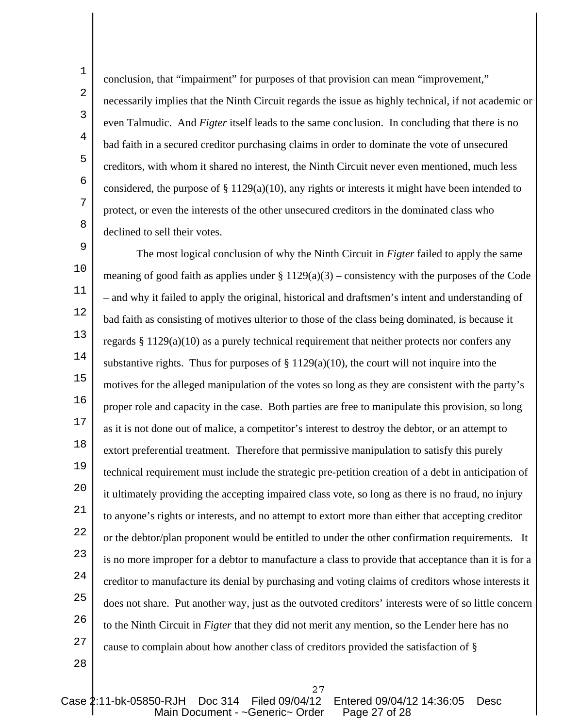conclusion, that "impairment" for purposes of that provision can mean "improvement," necessarily implies that the Ninth Circuit regards the issue as highly technical, if not academic or even Talmudic. And *Figter* itself leads to the same conclusion. In concluding that there is no bad faith in a secured creditor purchasing claims in order to dominate the vote of unsecured creditors, with whom it shared no interest, the Ninth Circuit never even mentioned, much less considered, the purpose of § 1129(a)(10), any rights or interests it might have been intended to protect, or even the interests of the other unsecured creditors in the dominated class who declined to sell their votes.

The most logical conclusion of why the Ninth Circuit in *Figter* failed to apply the same meaning of good faith as applies under § 1129(a)(3) – consistency with the purposes of the Code – and why it failed to apply the original, historical and draftsmen's intent and understanding of bad faith as consisting of motives ulterior to those of the class being dominated, is because it regards § 1129(a)(10) as a purely technical requirement that neither protects nor confers any substantive rights. Thus for purposes of § 1129(a)(10), the court will not inquire into the motives for the alleged manipulation of the votes so long as they are consistent with the party's proper role and capacity in the case. Both parties are free to manipulate this provision, so long as it is not done out of malice, a competitor's interest to destroy the debtor, or an attempt to extort preferential treatment. Therefore that permissive manipulation to satisfy this purely technical requirement must include the strategic pre-petition creation of a debt in anticipation of it ultimately providing the accepting impaired class vote, so long as there is no fraud, no injury to anyone's rights or interests, and no attempt to extort more than either that accepting creditor or the debtor/plan proponent would be entitled to under the other confirmation requirements. It is no more improper for a debtor to manufacture a class to provide that acceptance than it is for a creditor to manufacture its denial by purchasing and voting claims of creditors whose interests it does not share. Put another way, just as the outvoted creditors' interests were of so little concern to the Ninth Circuit in *Figter* that they did not merit any mention, so the Lender here has no cause to complain about how another class of creditors provided the satisfaction of §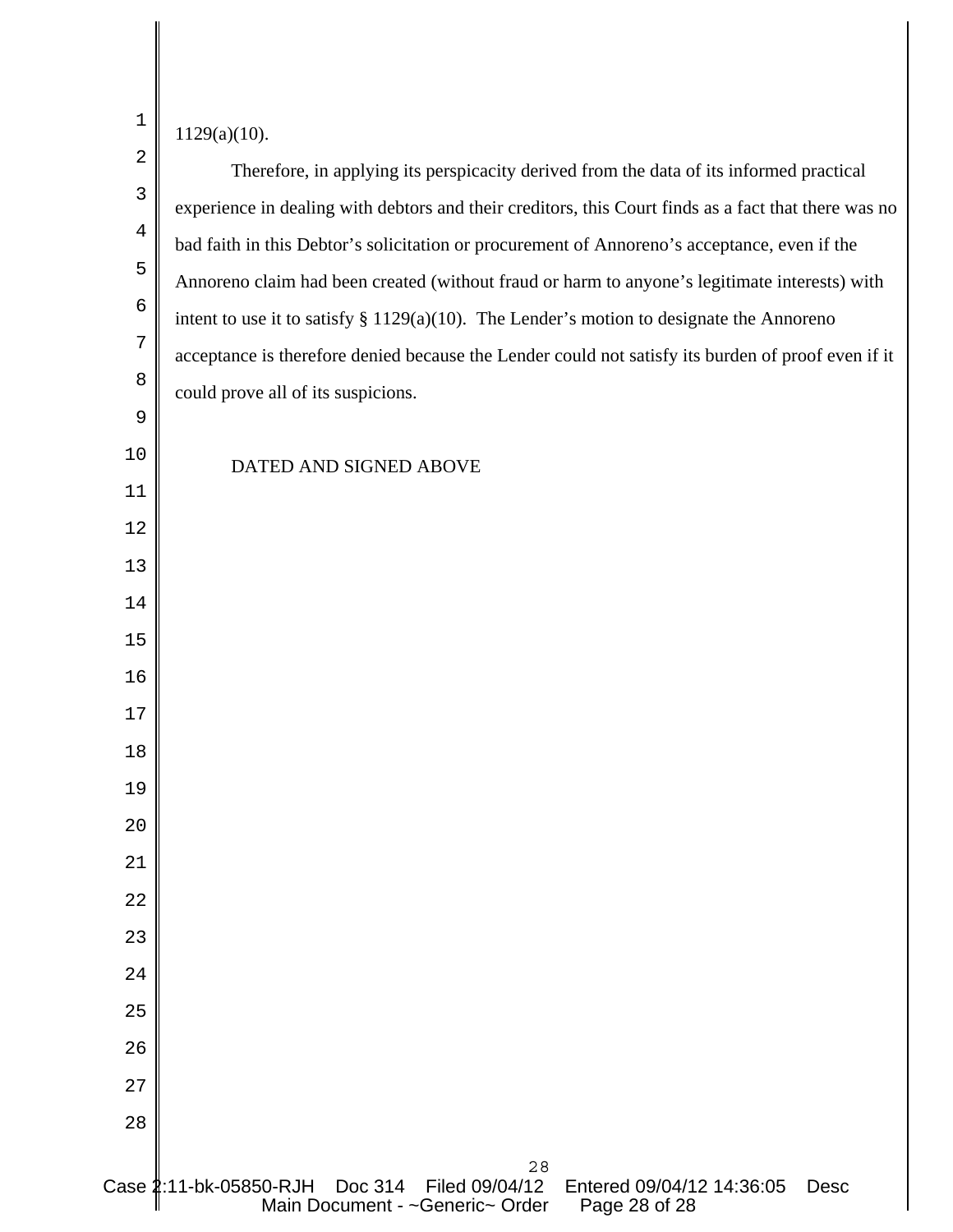1129(a)(10).

Therefore, in applying its perspicacity derived from the data of its informed practical experience in dealing with debtors and their creditors, this Court finds as a fact that there was no bad faith in this Debtor's solicitation or procurement of Annoreno's acceptance, even if the Annoreno claim had been created (without fraud or harm to anyone's legitimate interests) with intent to use it to satisfy § 1129(a)(10). The Lender's motion to designate the Annoreno acceptance is therefore denied because the Lender could not satisfy its burden of proof even if it could prove all of its suspicions.

DATED AND SIGNED ABOVE